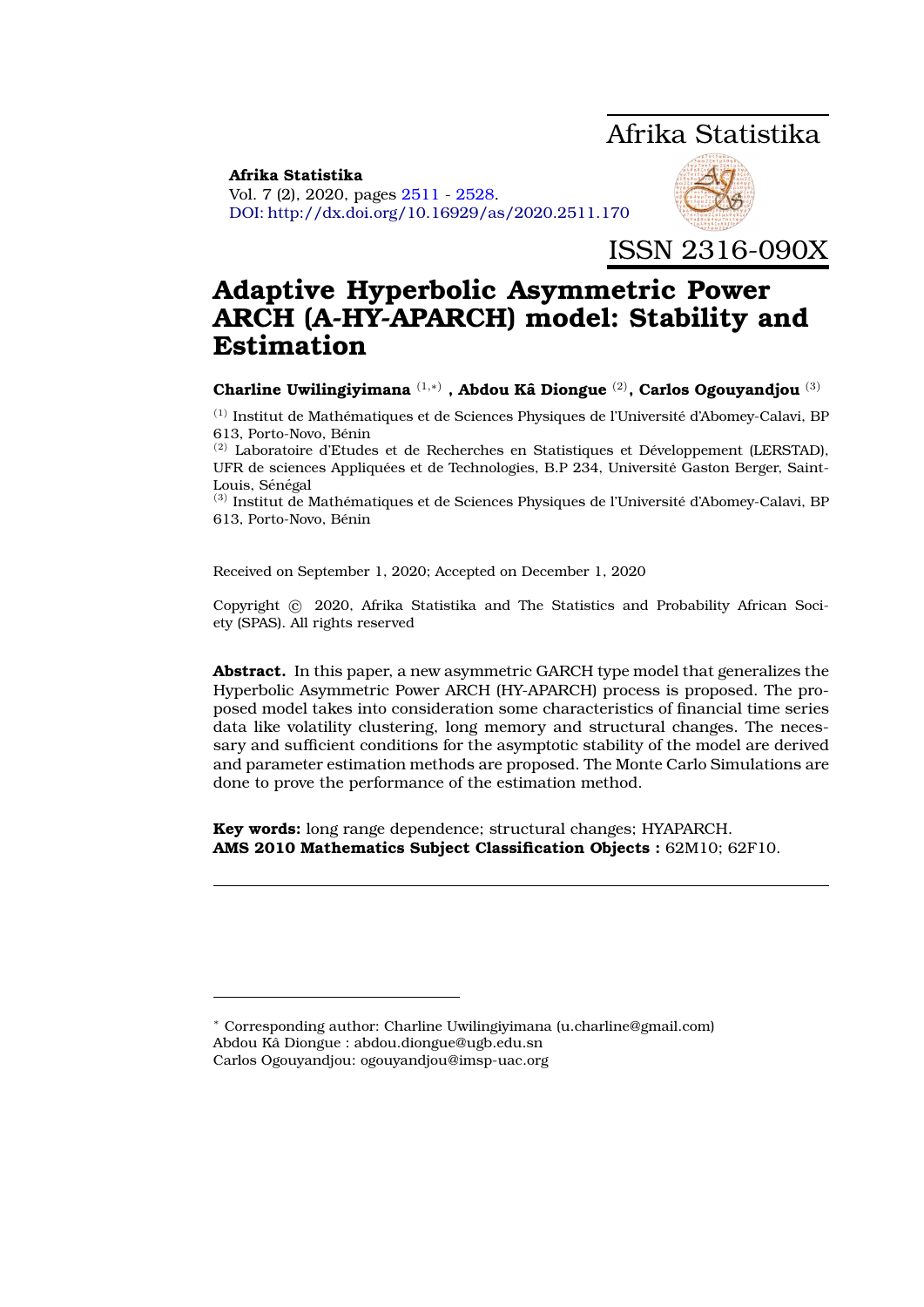**Afrika Statistika**
Vol. 7 (2), 2020, pages 2511 - 2528.
DOI: http://dx.doi.org/10.16929/as/2020.2511.170

Afrika Statistika

ISSN 2316-090X

# Adaptive Hyperbolic Asymmetric Power ARCH (A-HY-APARCH) model: Stability and Estimation

**Charline Uwilingiyimana** [1,*] **, Abdou Kâ Diongue** [2]**, Carlos Ogouyandjou** [3]

[1] Institut de Mathématiques et de Sciences Physiques de l'Université d'Abomey-Calavi, BP 613, Porto-Novo, Bénin

[2] Laboratoire d'Etudes et de Recherches en Statistiques et Développement (LERSTAD), UFR de sciences Appliquées et de Technologies, B.P 234, Université Gaston Berger, Saint-Louis, Sénégal

[3] Institut de Mathématiques et de Sciences Physiques de l'Université d'Abomey-Calavi, BP 613, Porto-Novo, Bénin

Received on September 1, 2020; Accepted on December 1, 2020

Copyright © 2020, Afrika Statistika and The Statistics and Probability African Society (SPAS). All rights reserved

**Abstract.** In this paper, a new asymmetric GARCH type model that generalizes the Hyperbolic Asymmetric Power ARCH (HY-APARCH) process is proposed. The proposed model takes into consideration some characteristics of financial time series data like volatility clustering, long memory and structural changes. The necessary and sufficient conditions for the asymptotic stability of the model are derived and parameter estimation methods are proposed. The Monte Carlo Simulations are done to prove the performance of the estimation method.

**Key words:** long range dependence; structural changes; HYAPARCH.
**AMS 2010 Mathematics Subject Classification Objects :** 62M10; 62F10.

---

[*] Corresponding author: Charline Uwilingiyimana (u.charline@gmail.com)
Abdou Kâ Diongue : abdou.diongue@ugb.edu.sn
Carlos Ogouyandjou: ogouyandjou@imsp-uac.org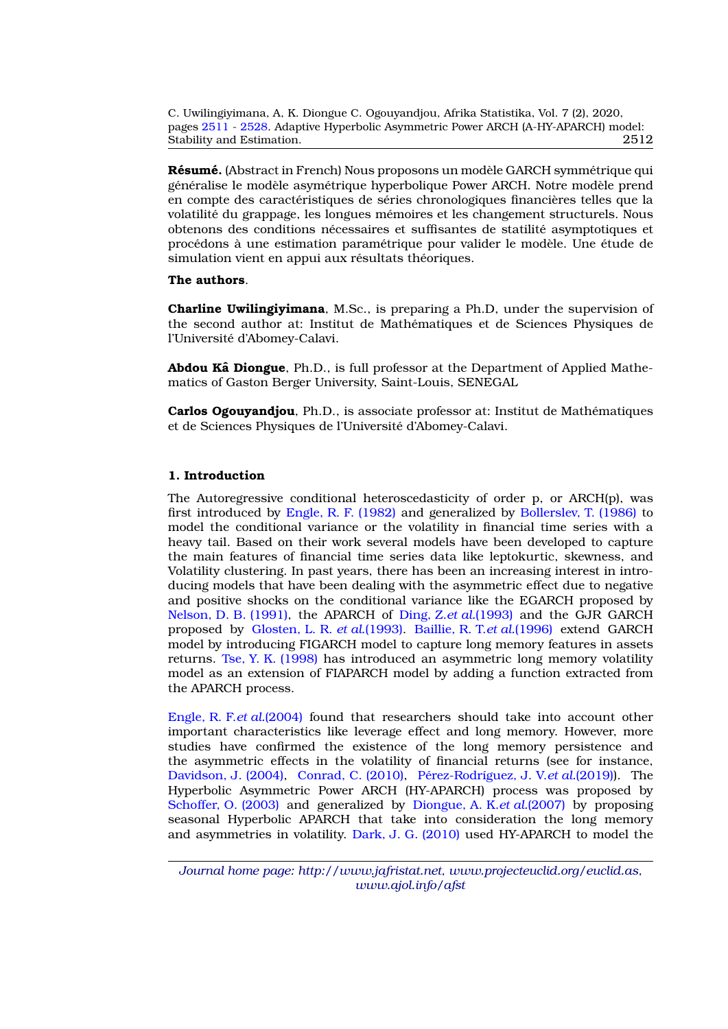**Résumé.** (Abstract in French) Nous proposons un modèle GARCH symétrique qui généralise le modèle asymétrique hyperbolique Power ARCH. Notre modèle prend en compte des caractéristiques de séries chronologiques financières telles que la volatilité du grappage, les longues mémoires et les changement structurels. Nous obtenons des conditions nécessaires et suffisantes de statilité asymptotiques et procédons à une estimation paramétrique pour valider le modèle. Une étude de simulation vient en appui aux résultats théoriques.

**The authors**.

**Charline Uwilingiyimana**, M.Sc., is preparing a Ph.D, under the supervision of the second author at: Institut de Mathématiques et de Sciences Physiques de l'Université d'Abomey-Calavi.

**Abdou Kâ Diongue**, Ph.D., is full professor at the Department of Applied Mathematics of Gaston Berger University, Saint-Louis, SENEGAL

**Carlos Ogouyandjou**, Ph.D., is associate professor at: Institut de Mathématiques et de Sciences Physiques de l'Université d'Abomey-Calavi.

## 1. Introduction

The Autoregressive conditional heteroscedasticity of order p, or ARCH(p), was first introduced by Engle, R. F. (1982) and generalized by Bollerslev, T. (1986) to model the conditional variance or the volatility in financial time series with a heavy tail. Based on their work several models have been developed to capture the main features of financial time series data like leptokurtic, skewness, and Volatility clustering. In past years, there has been an increasing interest in introducing models that have been dealing with the asymmetric effect due to negative and positive shocks on the conditional variance like the EGARCH proposed by Nelson, D. B. (1991), the APARCH of Ding, Z.*et al.*(1993) and the GJR GARCH proposed by Glosten, L. R. *et al.*(1993). Baillie, R. T.*et al.*(1996) extend GARCH model by introducing FIGARCH model to capture long memory features in assets returns. Tse, Y. K. (1998) has introduced an asymmetric long memory volatility model as an extension of FIAPARCH model by adding a function extracted from the APARCH process.

Engle, R. F.*et al.*(2004) found that researchers should take into account other important characteristics like leverage effect and long memory. However, more studies have confirmed the existence of the long memory persistence and the asymmetric effects in the volatility of financial returns (see for instance, Davidson, J. (2004), Conrad, C. (2010), Pérez-Rodríguez, J. V.*et al.*(2019)). The Hyperbolic Asymmetric Power ARCH (HY-APARCH) process was proposed by Schoffer, O. (2003) and generalized by Diongue, A. K.*et al.*(2007) by proposing seasonal Hyperbolic APARCH that take into consideration the long memory and asymmetries in volatility. Dark, J. G. (2010) used HY-APARCH to model the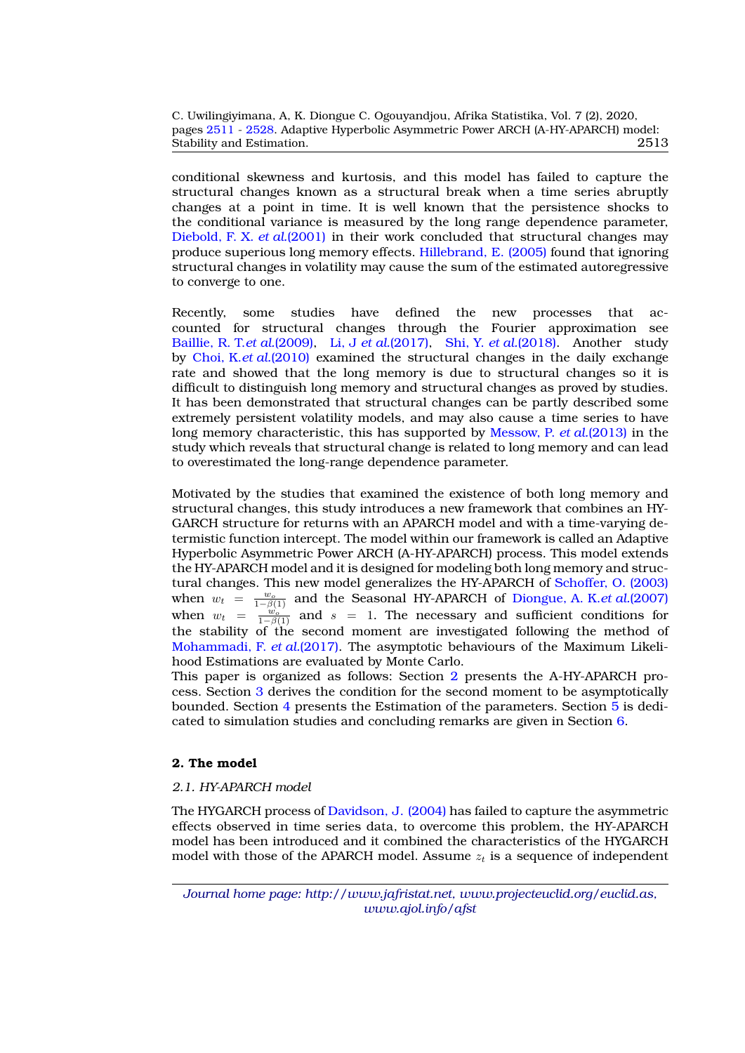conditional skewness and kurtosis, and this model has failed to capture the structural changes known as a structural break when a time series abruptly changes at a point in time. It is well known that the persistence shocks to the conditional variance is measured by the long range dependence parameter, Diebold, F. X. *et al.*(2001) in their work concluded that structural changes may produce superious long memory effects. Hillebrand, E. (2005) found that ignoring structural changes in volatility may cause the sum of the estimated autoregressive to converge to one.

Recently, some studies have defined the new processes that accounted for structural changes through the Fourier approximation see Baillie, R. T.*et al.*(2009), Li, J *et al.*(2017), Shi, Y. *et al.*(2018). Another study by Choi, K.*et al.*(2010) examined the structural changes in the daily exchange rate and showed that the long memory is due to structural changes so it is difficult to distinguish long memory and structural changes as proved by studies. It has been demonstrated that structural changes can be partly described some extremely persistent volatility models, and may also cause a time series to have long memory characteristic, this has supported by Messow, P. *et al.*(2013) in the study which reveals that structural change is related to long memory and can lead to overestimated the long-range dependence parameter.

Motivated by the studies that examined the existence of both long memory and structural changes, this study introduces a new framework that combines an HY-GARCH structure for returns with an APARCH model and with a time-varying deterministic function intercept. The model within our framework is called an Adaptive Hyperbolic Asymmetric Power ARCH (A-HY-APARCH) process. This model extends the HY-APARCH model and it is designed for modeling both long memory and structural changes. This new model generalizes the HY-APARCH of Schoffer, O. (2003) when $w_t = \frac{w_o}{1-\beta(1)}$ and the Seasonal HY-APARCH of Diongue, A. K.*et al.*(2007) when $w_t = \frac{w_o}{1-\beta(1)}$ and $s = 1$. The necessary and sufficient conditions for the stability of the second moment are investigated following the method of Mohammadi, F. *et al.*(2017). The asymptotic behaviours of the Maximum Likelihood Estimations are evaluated by Monte Carlo.

This paper is organized as follows: Section 2 presents the A-HY-APARCH process. Section 3 derives the condition for the second moment to be asymptotically bounded. Section 4 presents the Estimation of the parameters. Section 5 is dedicated to simulation studies and concluding remarks are given in Section 6.

## 2. The model

### *2.1. HY-APARCH model*

The HYGARCH process of Davidson, J. (2004) has failed to capture the asymmetric effects observed in time series data, to overcome this problem, the HY-APARCH model has been introduced and it combined the characteristics of the HYGARCH model with those of the APARCH model. Assume $z_t$ is a sequence of independent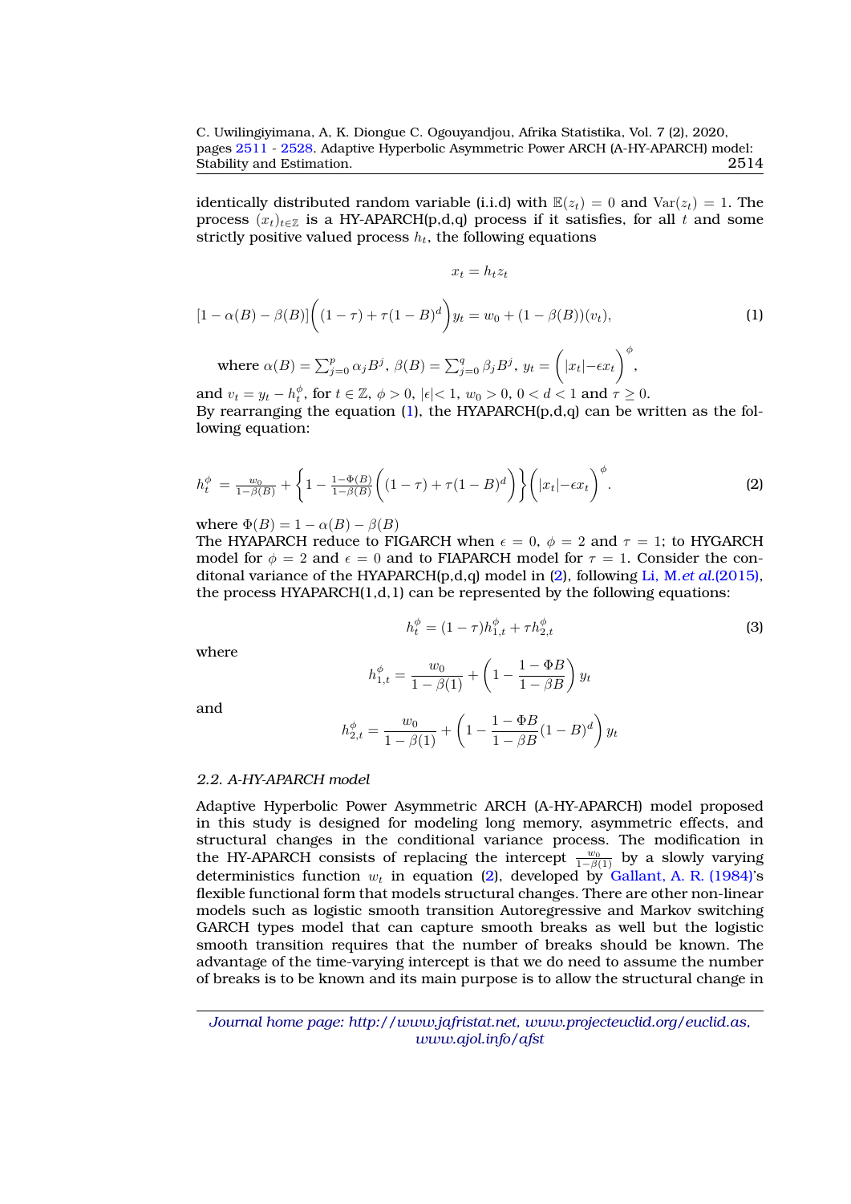identically distributed random variable (i.i.d) with $\mathbb{E}(z_t) = 0$ and $\text{Var}(z_t) = 1$. The process $(x_t)_{t\in\mathbb{Z}}$ is a HY-APARCH(p,d,q) process if it satisfies, for all $t$ and some strictly positive valued process $h_t$, the following equations

$$x_t = h_t z_t$$

$$[1-\alpha(B)-\beta(B)]\bigg((1-\tau)+\tau(1-B)^d\bigg)y_t = w_0 + (1-\beta(B))(v_t), \tag{1}$$

where $\alpha(B) = \sum_{j=0}^{p}\alpha_j B^j$, $\beta(B) = \sum_{j=0}^{q}\beta_j B^j$, $y_t = \bigg(|x_t| - \epsilon x_t\bigg)^{\phi}$,

and $v_t = y_t - h_t^{\phi}$, for $t \in \mathbb{Z}$, $\phi > 0$, $|\epsilon| < 1$, $w_0 > 0$, $0 < d < 1$ and $\tau \geq 0$.
By rearranging the equation (1), the HYAPARCH(p,d,q) can be written as the following equation:

$$h_t^{\phi} = \frac{w_0}{1-\beta(B)} + \left\{1 - \frac{1-\Phi(B)}{1-\beta(B)}\bigg((1-\tau)+\tau(1-B)^d\bigg)\right\}\bigg(|x_t| - \epsilon x_t\bigg)^{\phi}. \tag{2}$$

where $\Phi(B) = 1-\alpha(B)-\beta(B)$
The HYAPARCH reduce to FIGARCH when $\epsilon = 0$, $\phi = 2$ and $\tau = 1$; to HYGARCH model for $\phi = 2$ and $\epsilon = 0$ and to FIAPARCH model for $\tau = 1$. Consider the conditonal variance of the HYAPARCH(p,d,q) model in (2), following Li, M.*et al.*(2015), the process HYAPARCH(1,d,1) can be represented by the following equations:

$$h_t^{\phi} = (1-\tau)h_{1,t}^{\phi} + \tau h_{2,t}^{\phi} \tag{3}$$

where

$$h_{1,t}^{\phi} = \frac{w_0}{1-\beta(1)} + \left(1 - \frac{1-\Phi B}{1-\beta B}\right)y_t$$

and

$$h_{2,t}^{\phi} = \frac{w_0}{1-\beta(1)} + \left(1 - \frac{1-\Phi B}{1-\beta B}(1-B)^d\right)y_t$$

### *2.2. A-HY-APARCH model*

Adaptive Hyperbolic Power Asymmetric ARCH (A-HY-APARCH) model proposed in this study is designed for modeling long memory, asymmetric effects, and structural changes in the conditional variance process. The modification in the HY-APARCH consists of replacing the intercept $\frac{w_0}{1-\beta(1)}$ by a slowly varying deterministics function $w_t$ in equation (2), developed by Gallant, A. R. (1984)'s flexible functional form that models structural changes. There are other non-linear models such as logistic smooth transition Autoregressive and Markov switching GARCH types model that can capture smooth breaks as well but the logistic smooth transition requires that the number of breaks should be known. The advantage of the time-varying intercept is that we do need to assume the number of breaks is to be known and its main purpose is to allow the structural change in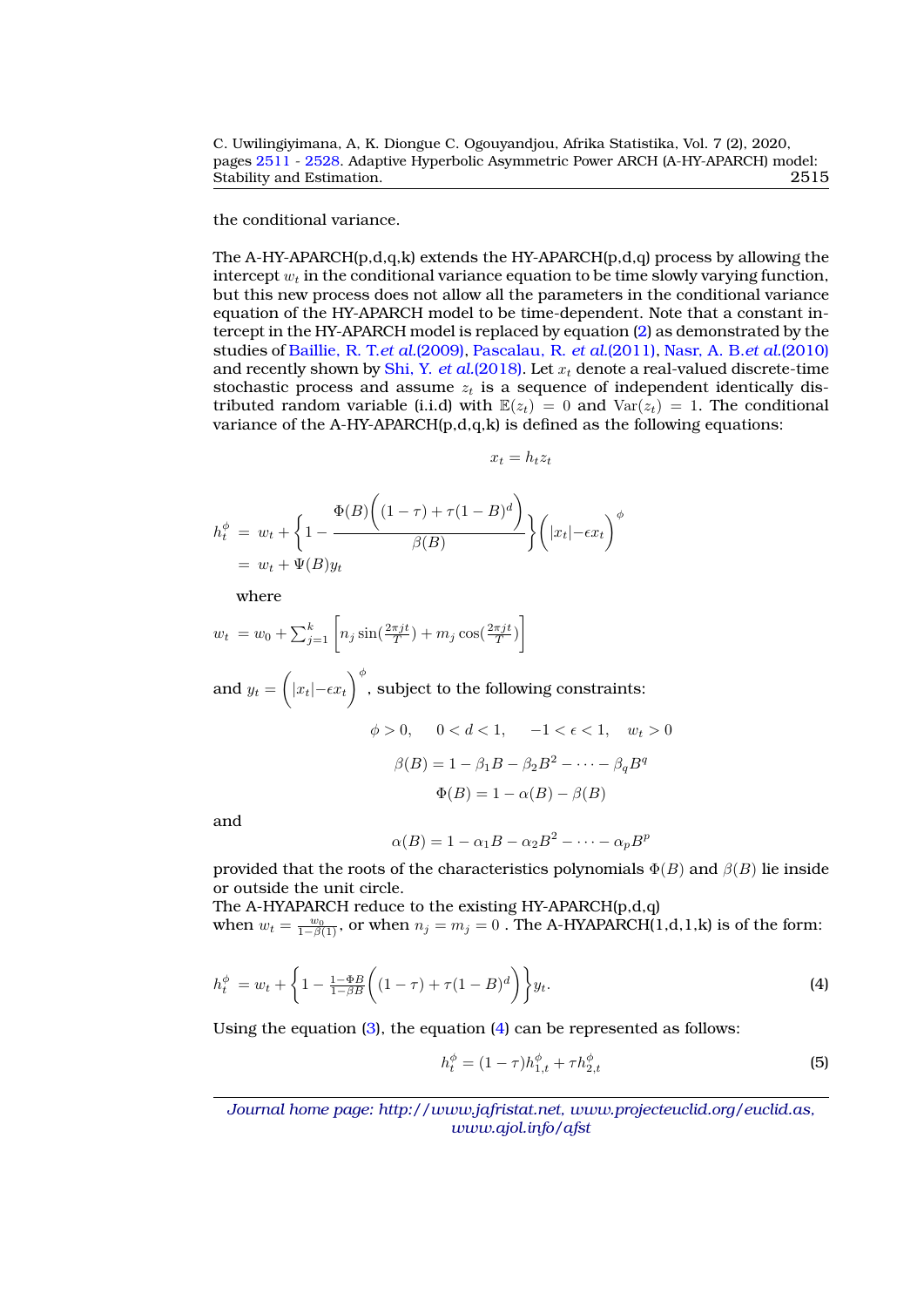the conditional variance.

The A-HY-APARCH(p,d,q,k) extends the HY-APARCH(p,d,q) process by allowing the intercept $w_t$ in the conditional variance equation to be time slowly varying function, but this new process does not allow all the parameters in the conditional variance equation of the HY-APARCH model to be time-dependent. Note that a constant intercept in the HY-APARCH model is replaced by equation (2) as demonstrated by the studies of Baillie, R. T.*et al.*(2009), Pascalau, R. *et al.*(2011), Nasr, A. B.*et al.*(2010) and recently shown by Shi, Y. *et al.*(2018). Let $x_t$ denote a real-valued discrete-time stochastic process and assume $z_t$ is a sequence of independent identically distributed random variable (i.i.d) with $\mathbb{E}(z_t) = 0$ and $\mathrm{Var}(z_t) = 1$. The conditional variance of the A-HY-APARCH(p,d,q,k) is defined as the following equations:

$$x_t = h_t z_t$$

$$\begin{aligned} h_t^{\phi} &= w_t + \left\{1 - \frac{\Phi(B)\Big((1-\tau) + \tau(1-B)^d\Big)}{\beta(B)}\right\}\Big(|x_t| - \epsilon x_t\Big)^{\phi} \\ &= w_t + \Psi(B) y_t \end{aligned}$$

where

$$w_t = w_0 + \sum_{j=1}^{k}\left[n_j \sin\left(\frac{2\pi j t}{T}\right) + m_j \cos\left(\frac{2\pi j t}{T}\right)\right]$$

and $y_t = \Big(|x_t| - \epsilon x_t\Big)^{\phi}$, subject to the following constraints:

$$\phi > 0, \quad 0 < d < 1, \quad -1 < \epsilon < 1, \quad w_t > 0$$

$$\beta(B) = 1 - \beta_1 B - \beta_2 B^2 - \cdots - \beta_q B^q$$

$$\Phi(B) = 1 - \alpha(B) - \beta(B)$$

and

$$\alpha(B) = 1 - \alpha_1 B - \alpha_2 B^2 - \cdots - \alpha_p B^p$$

provided that the roots of the characteristics polynomials $\Phi(B)$ and $\beta(B)$ lie inside or outside the unit circle.
The A-HYAPARCH reduce to the existing HY-APARCH(p,d,q)
when $w_t = \frac{w_0}{1-\beta(1)}$, or when $n_j = m_j = 0$ . The A-HYAPARCH(1,d,1,k) is of the form:

$$h_t^{\phi} = w_t + \left\{1 - \tfrac{1-\Phi B}{1-\beta B}\Big((1-\tau) + \tau(1-B)^d\Big)\right\} y_t. \tag{4}$$

Using the equation (3), the equation (4) can be represented as follows:

$$h_t^{\phi} = (1-\tau) h_{1,t}^{\phi} + \tau h_{2,t}^{\phi} \tag{5}$$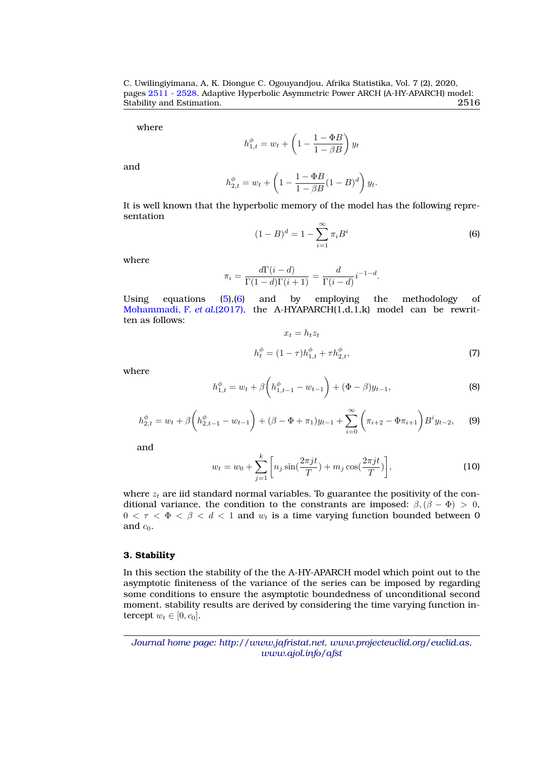where

$$h^{\phi}_{1,t} = w_t + \left(1 - \frac{1 - \Phi B}{1 - \beta B}\right) y_t$$

and

$$h^{\phi}_{2,t} = w_t + \left(1 - \frac{1 - \Phi B}{1 - \beta B}(1 - B)^d\right) y_t.$$

It is well known that the hyperbolic memory of the model has the following representation

$$(1 - B)^d = 1 - \sum_{i=1}^{\infty} \pi_i B^i \tag{6}$$

where

$$\pi_i = \frac{d\Gamma(i - d)}{\Gamma(1 - d)\Gamma(i + 1)} = \frac{d}{\Gamma(i - d)} i^{-1-d}.$$

Using equations (5),(6) and by employing the methodology of Mohammadi, F. *et al.*(2017), the A-HYAPARCH(1,d,1,k) model can be rewritten as follows:

$$x_t = h_t z_t$$

$$h^{\phi}_t = (1 - \tau)h^{\phi}_{1,t} + \tau h^{\phi}_{2,t}, \tag{7}$$

where

$$h^{\phi}_{1,t} = w_t + \beta\left(h^{\phi}_{1,t-1} - w_{t-1}\right) + (\Phi - \beta)y_{t-1}, \tag{8}$$

$$h^{\phi}_{2,t} = w_t + \beta\left(h^{\phi}_{2,t-1} - w_{t-1}\right) + (\beta - \Phi + \pi_1)y_{t-1} + \sum_{i=0}^{\infty}\left(\pi_{i+2} - \Phi\pi_{i+1}\right)B^i y_{t-2}, \tag{9}$$

and

$$w_t = w_0 + \sum_{j=1}^{k}\left[n_j \sin\left(\frac{2\pi jt}{T}\right) + m_j \cos\left(\frac{2\pi jt}{T}\right)\right], \tag{10}$$

where $z_t$ are iid standard normal variables. To guarantee the positivity of the conditional variance, the condition to the constrants are imposed: $\beta, (\beta - \Phi) > 0$, $0 < \tau < \Phi < \beta < d < 1$ and $w_t$ is a time varying function bounded between 0 and $c_0$.

## 3. Stability

In this section the stability of the the A-HY-APARCH model which point out to the asymptotic finiteness of the variance of the series can be imposed by regarding some conditions to ensure the asymptotic boundedness of unconditional second moment. stability results are derived by considering the time varying function intercept $w_t \in [0, c_0]$.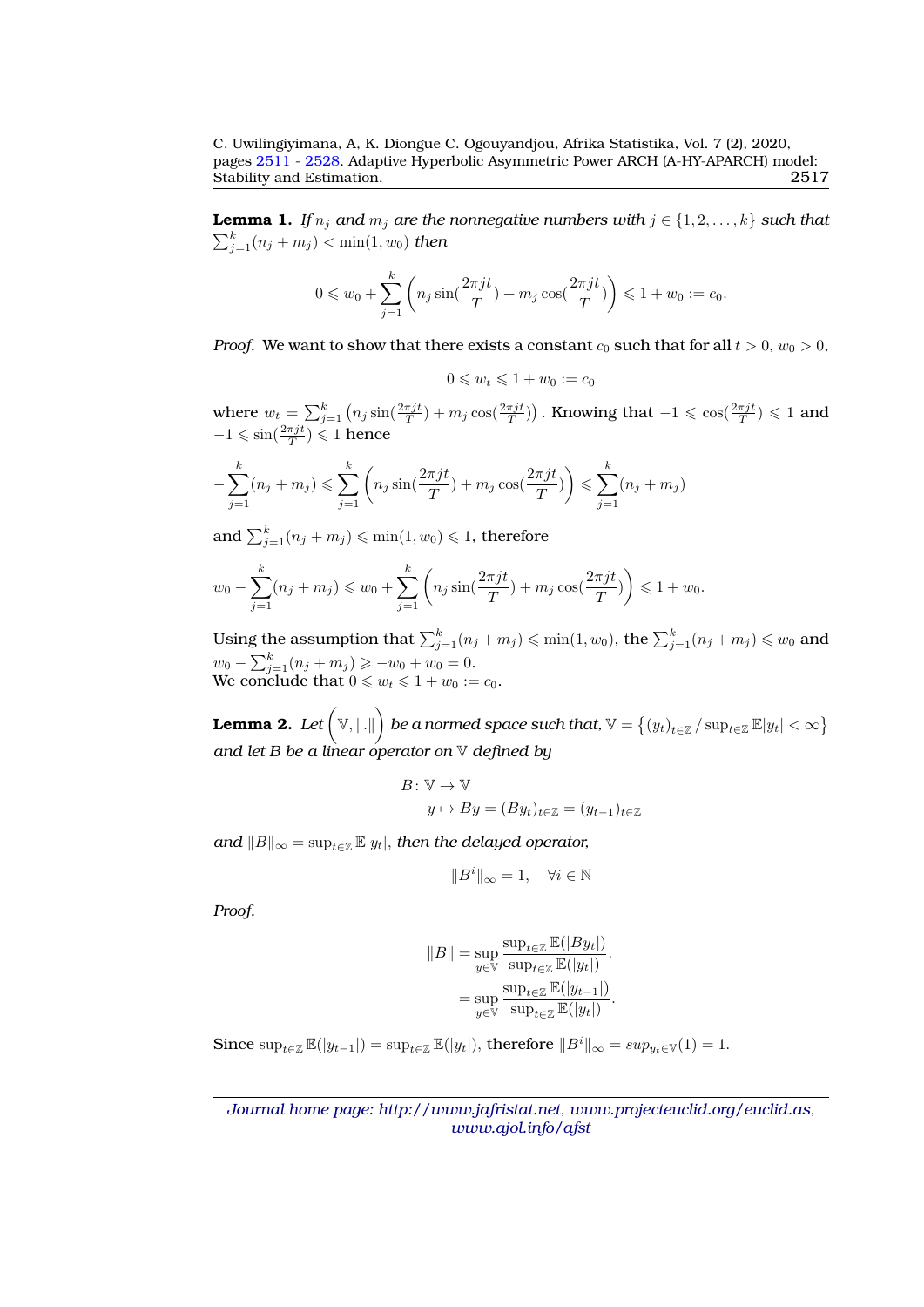**Lemma 1.** *If $n_j$ and $m_j$ are the nonnegative numbers with $j \in \{1, 2, \ldots, k\}$ such that $\sum_{j=1}^{k}(n_j + m_j) < \min(1, w_0)$ then*

$$0 \leqslant w_0 + \sum_{j=1}^{k}\left(n_j \sin(\frac{2\pi jt}{T}) + m_j \cos(\frac{2\pi jt}{T})\right) \leqslant 1 + w_0 := c_0.$$

*Proof.* We want to show that there exists a constant $c_0$ such that for all $t > 0$, $w_0 > 0$,

$$0 \leqslant w_t \leqslant 1 + w_0 := c_0$$

where $w_t = \sum_{j=1}^{k}\left(n_j \sin(\frac{2\pi jt}{T}) + m_j \cos(\frac{2\pi jt}{T})\right)$. Knowing that $-1 \leqslant \cos(\frac{2\pi jt}{T}) \leqslant 1$ and $-1 \leqslant \sin(\frac{2\pi jt}{T}) \leqslant 1$ hence

$$-\sum_{j=1}^{k}(n_j + m_j) \leqslant \sum_{j=1}^{k}\left(n_j \sin(\frac{2\pi jt}{T}) + m_j \cos(\frac{2\pi jt}{T})\right) \leqslant \sum_{j=1}^{k}(n_j + m_j)$$

and $\sum_{j=1}^{k}(n_j + m_j) \leqslant \min(1, w_0) \leqslant 1$, therefore

$$w_0 - \sum_{j=1}^{k}(n_j + m_j) \leqslant w_0 + \sum_{j=1}^{k}\left(n_j \sin(\frac{2\pi jt}{T}) + m_j \cos(\frac{2\pi jt}{T})\right) \leqslant 1 + w_0.$$

Using the assumption that $\sum_{j=1}^{k}(n_j + m_j) \leqslant \min(1, w_0)$, the $\sum_{j=1}^{k}(n_j + m_j) \leqslant w_0$ and $w_0 - \sum_{j=1}^{k}(n_j + m_j) \geqslant -w_0 + w_0 = 0$.
We conclude that $0 \leqslant w_t \leqslant 1 + w_0 := c_0$.

**Lemma 2.** *Let $\left(\mathbb{V}, \|.\|\right)$ be a normed space such that, $\mathbb{V} = \left\{(y_t)_{t\in\mathbb{Z}} \,/\, \sup_{t\in\mathbb{Z}} \mathbb{E}|y_t| < \infty\right\}$ and let $B$ be a linear operator on $\mathbb{V}$ defined by*

$$\begin{aligned} B \colon \mathbb{V} &\to \mathbb{V} \\ y &\mapsto By = (By_t)_{t\in\mathbb{Z}} = (y_{t-1})_{t\in\mathbb{Z}} \end{aligned}$$

*and $\|B\|_\infty = \sup_{t\in\mathbb{Z}} \mathbb{E}|y_t|$, then the delayed operator,*

$$\|B^i\|_\infty = 1, \quad \forall i \in \mathbb{N}$$

*Proof.*

$$\begin{aligned} \|B\| &= \sup_{y\in\mathbb{V}} \frac{\sup_{t\in\mathbb{Z}} \mathbb{E}(|By_t|)}{\sup_{t\in\mathbb{Z}} \mathbb{E}(|y_t|)}. \\ &= \sup_{y\in\mathbb{V}} \frac{\sup_{t\in\mathbb{Z}} \mathbb{E}(|y_{t-1}|)}{\sup_{t\in\mathbb{Z}} \mathbb{E}(|y_t|)}. \end{aligned}$$

Since $\sup_{t\in\mathbb{Z}} \mathbb{E}(|y_{t-1}|) = \sup_{t\in\mathbb{Z}} \mathbb{E}(|y_t|)$, therefore $\|B^i\|_\infty = sup_{y_t\in\mathbb{V}}(1) = 1$.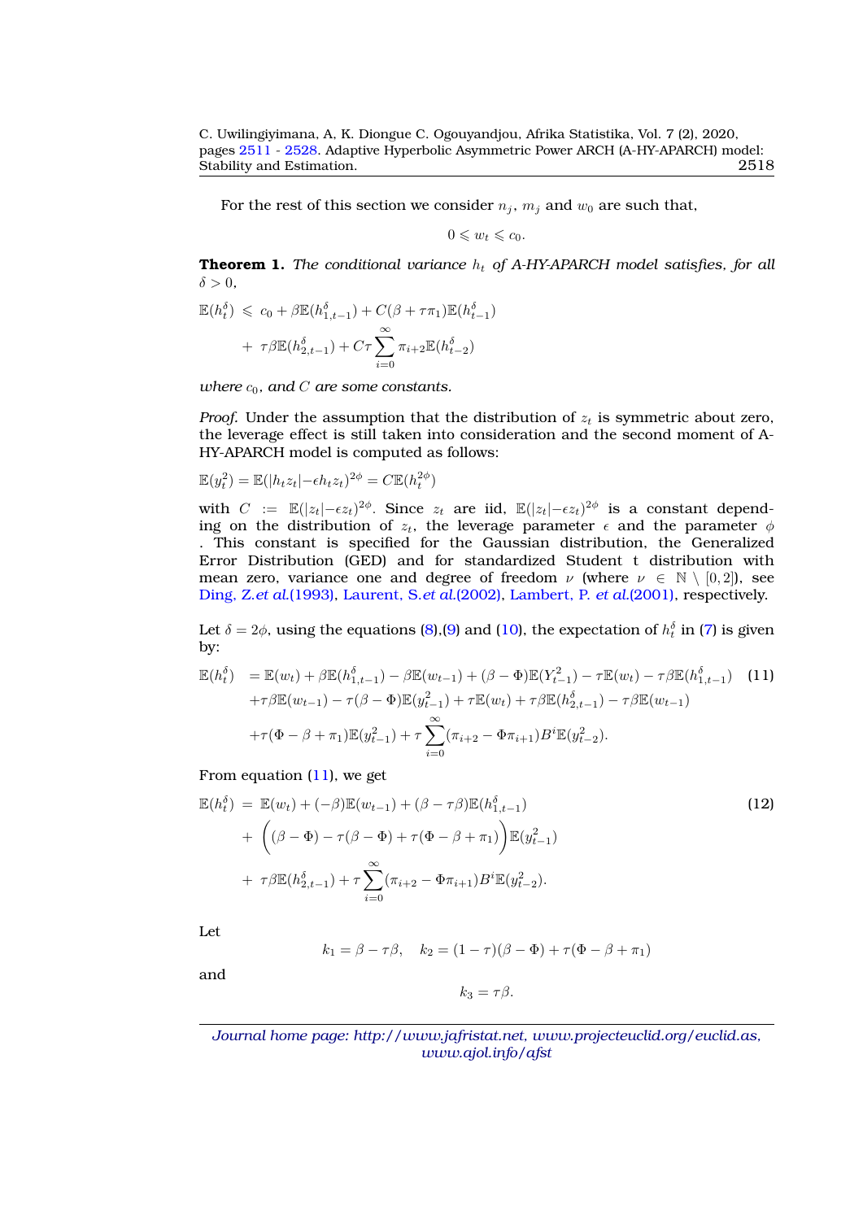For the rest of this section we consider $n_j$, $m_j$ and $w_0$ are such that,

$$0 \leqslant w_t \leqslant c_0.$$

**Theorem 1.** *The conditional variance $h_t$ of A-HY-APARCH model satisfies, for all $\delta > 0$,*

$$\begin{aligned}
\mathbb{E}(h_t^{\delta}) &\leqslant c_0 + \beta\mathbb{E}(h_{1,t-1}^{\delta}) + C(\beta + \tau\pi_1)\mathbb{E}(h_{t-1}^{\delta}) \\
&+ \tau\beta\mathbb{E}(h_{2,t-1}^{\delta}) + C\tau\sum_{i=0}^{\infty}\pi_{i+2}\mathbb{E}(h_{t-2}^{\delta})
\end{aligned}$$

*where $c_0$, and $C$ are some constants.*

*Proof.* Under the assumption that the distribution of $z_t$ is symmetric about zero, the leverage effect is still taken into consideration and the second moment of A-HY-APARCH model is computed as follows:

$$\mathbb{E}(y_t^2) = \mathbb{E}(|h_t z_t| - \epsilon h_t z_t)^{2\phi} = C\mathbb{E}(h_t^{2\phi})$$

with $C := \mathbb{E}(|z_t| - \epsilon z_t)^{2\phi}$. Since $z_t$ are iid, $\mathbb{E}(|z_t| - \epsilon z_t)^{2\phi}$ is a constant depending on the distribution of $z_t$, the leverage parameter $\epsilon$ and the parameter $\phi$ . This constant is specified for the Gaussian distribution, the Generalized Error Distribution (GED) and for standardized Student t distribution with mean zero, variance one and degree of freedom $\nu$ (where $\nu \in \mathbb{N} \setminus [0, 2]$), see Ding, Z.*et al.*(1993), Laurent, S.*et al.*(2002), Lambert, P. *et al.*(2001), respectively.

Let $\delta = 2\phi$, using the equations (8),(9) and (10), the expectation of $h_t^{\delta}$ in (7) is given by:

$$\begin{aligned}
\mathbb{E}(h_t^{\delta}) &= \mathbb{E}(w_t) + \beta\mathbb{E}(h_{1,t-1}^{\delta}) - \beta\mathbb{E}(w_{t-1}) + (\beta - \Phi)\mathbb{E}(Y_{t-1}^2) - \tau\mathbb{E}(w_t) - \tau\beta\mathbb{E}(h_{1,t-1}^{\delta}) \quad (11)\\
&+ \tau\beta\mathbb{E}(w_{t-1}) - \tau(\beta - \Phi)\mathbb{E}(y_{t-1}^2) + \tau\mathbb{E}(w_t) + \tau\beta\mathbb{E}(h_{2,t-1}^{\delta}) - \tau\beta\mathbb{E}(w_{t-1}) \\
&+ \tau(\Phi - \beta + \pi_1)\mathbb{E}(y_{t-1}^2) + \tau\sum_{i=0}^{\infty}(\pi_{i+2} - \Phi\pi_{i+1})B^i\mathbb{E}(y_{t-2}^2).
\end{aligned}$$

From equation (11), we get

$$\begin{aligned}
\mathbb{E}(h_t^{\delta}) &= \mathbb{E}(w_t) + (-\beta)\mathbb{E}(w_{t-1}) + (\beta - \tau\beta)\mathbb{E}(h_{1,t-1}^{\delta}) \quad (12)\\
&+ \Big((\beta - \Phi) - \tau(\beta - \Phi) + \tau(\Phi - \beta + \pi_1)\Big)\mathbb{E}(y_{t-1}^2) \\
&+ \tau\beta\mathbb{E}(h_{2,t-1}^{\delta}) + \tau\sum_{i=0}^{\infty}(\pi_{i+2} - \Phi\pi_{i+1})B^i\mathbb{E}(y_{t-2}^2).
\end{aligned}$$

Let

$$k_1 = \beta - \tau\beta, \quad k_2 = (1 - \tau)(\beta - \Phi) + \tau(\Phi - \beta + \pi_1)$$

and

$$k_3 = \tau\beta.$$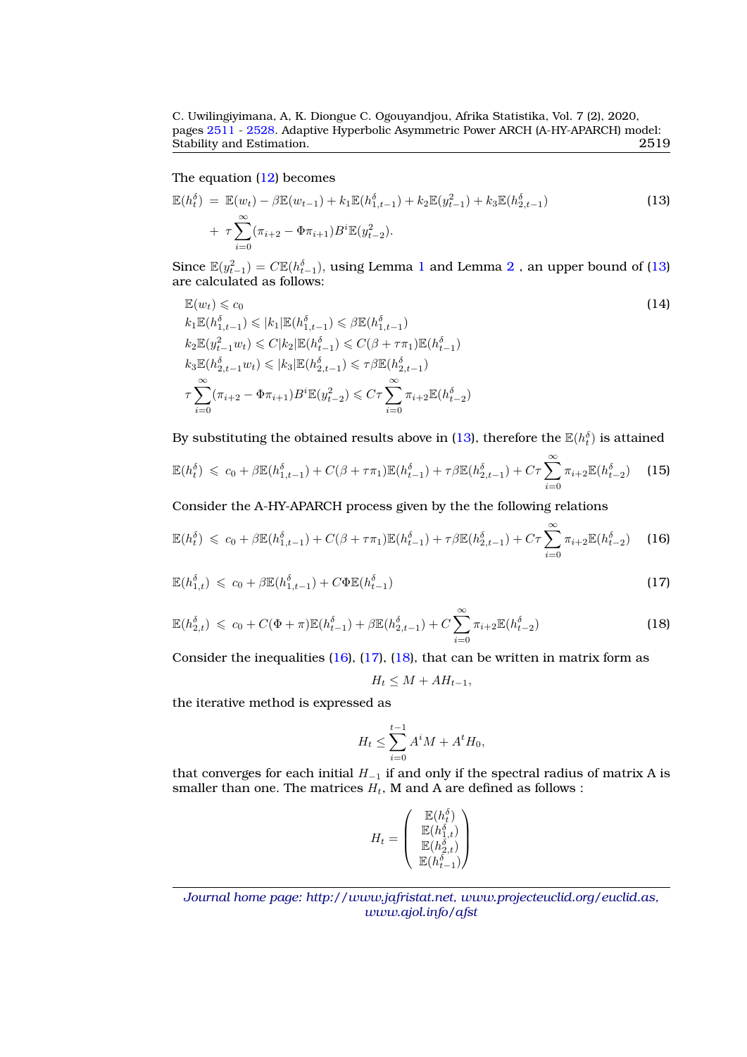The equation (12) becomes

$$
\begin{aligned}
\mathbb{E}(h_t^\delta) \;=\; & \mathbb{E}(w_t) - \beta\mathbb{E}(w_{t-1}) + k_1\mathbb{E}(h_{1,t-1}^\delta) + k_2\mathbb{E}(y_{t-1}^2) + k_3\mathbb{E}(h_{2,t-1}^\delta) \\
& + \tau\sum_{i=0}^{\infty}(\pi_{i+2} - \Phi\pi_{i+1})B^i\mathbb{E}(y_{t-2}^2).
\end{aligned} \tag{13}
$$

Since $\mathbb{E}(y_{t-1}^2) = C\mathbb{E}(h_{t-1}^\delta)$, using Lemma 1 and Lemma 2 , an upper bound of (13) are calculated as follows:

$$
\begin{aligned}
& \mathbb{E}(w_t) \leqslant c_0 \\
& k_1\mathbb{E}(h_{1,t-1}^\delta) \leqslant |k_1|\mathbb{E}(h_{1,t-1}^\delta) \leqslant \beta\mathbb{E}(h_{1,t-1}^\delta) \\
& k_2\mathbb{E}(y_{t-1}^2 w_t) \leqslant C|k_2|\mathbb{E}(h_{t-1}^\delta) \leqslant C(\beta + \tau\pi_1)\mathbb{E}(h_{t-1}^\delta) \\
& k_3\mathbb{E}(h_{2,t-1}^\delta w_t) \leqslant |k_3|\mathbb{E}(h_{2,t-1}^\delta) \leqslant \tau\beta\mathbb{E}(h_{2,t-1}^\delta) \\
& \tau\sum_{i=0}^{\infty}(\pi_{i+2} - \Phi\pi_{i+1})B^i\mathbb{E}(y_{t-2}^2) \leqslant C\tau\sum_{i=0}^{\infty}\pi_{i+2}\mathbb{E}(h_{t-2}^\delta)
\end{aligned} \tag{14}
$$

By substituting the obtained results above in (13), therefore the $\mathbb{E}(h_t^\delta)$ is attained

$$
\mathbb{E}(h_t^\delta) \;\leqslant\; c_0 + \beta\mathbb{E}(h_{1,t-1}^\delta) + C(\beta + \tau\pi_1)\mathbb{E}(h_{t-1}^\delta) + \tau\beta\mathbb{E}(h_{2,t-1}^\delta) + C\tau\sum_{i=0}^{\infty}\pi_{i+2}\mathbb{E}(h_{t-2}^\delta) \tag{15}
$$

Consider the A-HY-APARCH process given by the the following relations

$$
\mathbb{E}(h_t^\delta) \;\leqslant\; c_0 + \beta\mathbb{E}(h_{1,t-1}^\delta) + C(\beta + \tau\pi_1)\mathbb{E}(h_{t-1}^\delta) + \tau\beta\mathbb{E}(h_{2,t-1}^\delta) + C\tau\sum_{i=0}^{\infty}\pi_{i+2}\mathbb{E}(h_{t-2}^\delta) \tag{16}
$$

$$
\mathbb{E}(h_{1,t}^\delta) \;\leqslant\; c_0 + \beta\mathbb{E}(h_{1,t-1}^\delta) + C\Phi\mathbb{E}(h_{t-1}^\delta) \tag{17}
$$

$$
\mathbb{E}(h_{2,t}^\delta) \;\leqslant\; c_0 + C(\Phi + \pi)\mathbb{E}(h_{t-1}^\delta) + \beta\mathbb{E}(h_{2,t-1}^\delta) + C\sum_{i=0}^{\infty}\pi_{i+2}\mathbb{E}(h_{t-2}^\delta) \tag{18}
$$

Consider the inequalities (16), (17), (18), that can be written in matrix form as

$$
H_t \leq M + AH_{t-1},
$$

the iterative method is expressed as

$$
H_t \leq \sum_{i=0}^{t-1} A^i M + A^t H_0,
$$

that converges for each initial $H_{-1}$ if and only if the spectral radius of matrix A is smaller than one. The matrices $H_t$, M and A are defined as follows :

$$
H_t = \begin{pmatrix} \mathbb{E}(h_t^\delta) \\ \mathbb{E}(h_{1,t}^\delta) \\ \mathbb{E}(h_{2,t}^\delta) \\ \mathbb{E}(h_{t-1}^\delta) \end{pmatrix}
$$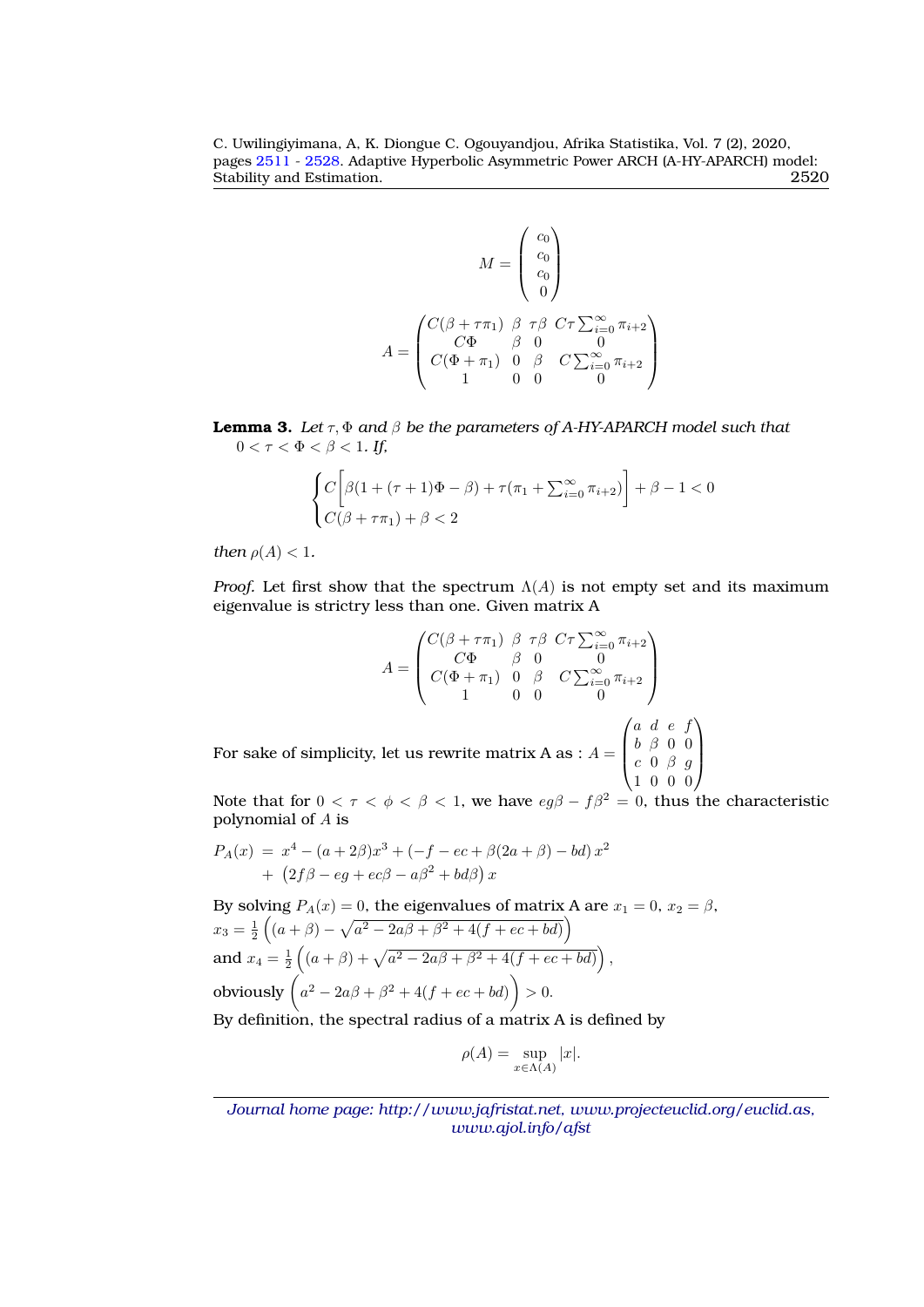$$M = \begin{pmatrix} c_0 \\ c_0 \\ c_0 \\ 0 \end{pmatrix}$$

$$A = \begin{pmatrix} C(\beta + \tau\pi_1) & \beta & \tau\beta & C\tau\sum_{i=0}^{\infty}\pi_{i+2} \\ C\Phi & \beta & 0 & 0 \\ C(\Phi + \pi_1) & 0 & \beta & C\sum_{i=0}^{\infty}\pi_{i+2} \\ 1 & 0 & 0 & 0 \end{pmatrix}$$

**Lemma 3.** *Let $\tau, \Phi$ and $\beta$ be the parameters of A-HY-APARCH model such that $0 < \tau < \Phi < \beta < 1$. If,*

$$\begin{cases} C\left[\beta(1 + (\tau+1)\Phi - \beta) + \tau(\pi_1 + \sum_{i=0}^{\infty}\pi_{i+2})\right] + \beta - 1 < 0 \\ C(\beta + \tau\pi_1) + \beta < 2 \end{cases}$$

*then $\rho(A) < 1$.*

*Proof.* Let first show that the spectrum $\Lambda(A)$ is not empty set and its maximum eigenvalue is strictry less than one. Given matrix A

$$A = \begin{pmatrix} C(\beta + \tau\pi_1) & \beta & \tau\beta & C\tau\sum_{i=0}^{\infty}\pi_{i+2} \\ C\Phi & \beta & 0 & 0 \\ C(\Phi + \pi_1) & 0 & \beta & C\sum_{i=0}^{\infty}\pi_{i+2} \\ 1 & 0 & 0 & 0 \end{pmatrix}$$

For sake of simplicity, let us rewrite matrix A as : $A = \begin{pmatrix} a & d & e & f \\ b & \beta & 0 & 0 \\ c & 0 & \beta & g \\ 1 & 0 & 0 & 0 \end{pmatrix}$

Note that for $0 < \tau < \phi < \beta < 1$, we have $eg\beta - f\beta^2 = 0$, thus the characteristic polynomial of $A$ is

$$\begin{aligned} P_A(x) &= x^4 - (a + 2\beta)x^3 + (-f - ec + \beta(2a + \beta) - bd)\,x^2 \\ &+ \left(2f\beta - eg + ec\beta - a\beta^2 + bd\beta\right)x \end{aligned}$$

By solving $P_A(x) = 0$, the eigenvalues of matrix A are $x_1 = 0$, $x_2 = \beta$,
$x_3 = \frac{1}{2}\left((a+\beta) - \sqrt{a^2 - 2a\beta + \beta^2 + 4(f + ec + bd)}\right)$
and $x_4 = \frac{1}{2}\left((a+\beta) + \sqrt{a^2 - 2a\beta + \beta^2 + 4(f + ec + bd)}\right)$,
obviously $\left(a^2 - 2a\beta + \beta^2 + 4(f + ec + bd)\right) > 0$.
By definition, the spectral radius of a matrix A is defined by

$$\rho(A) = \sup_{x \in \Lambda(A)} |x|.$$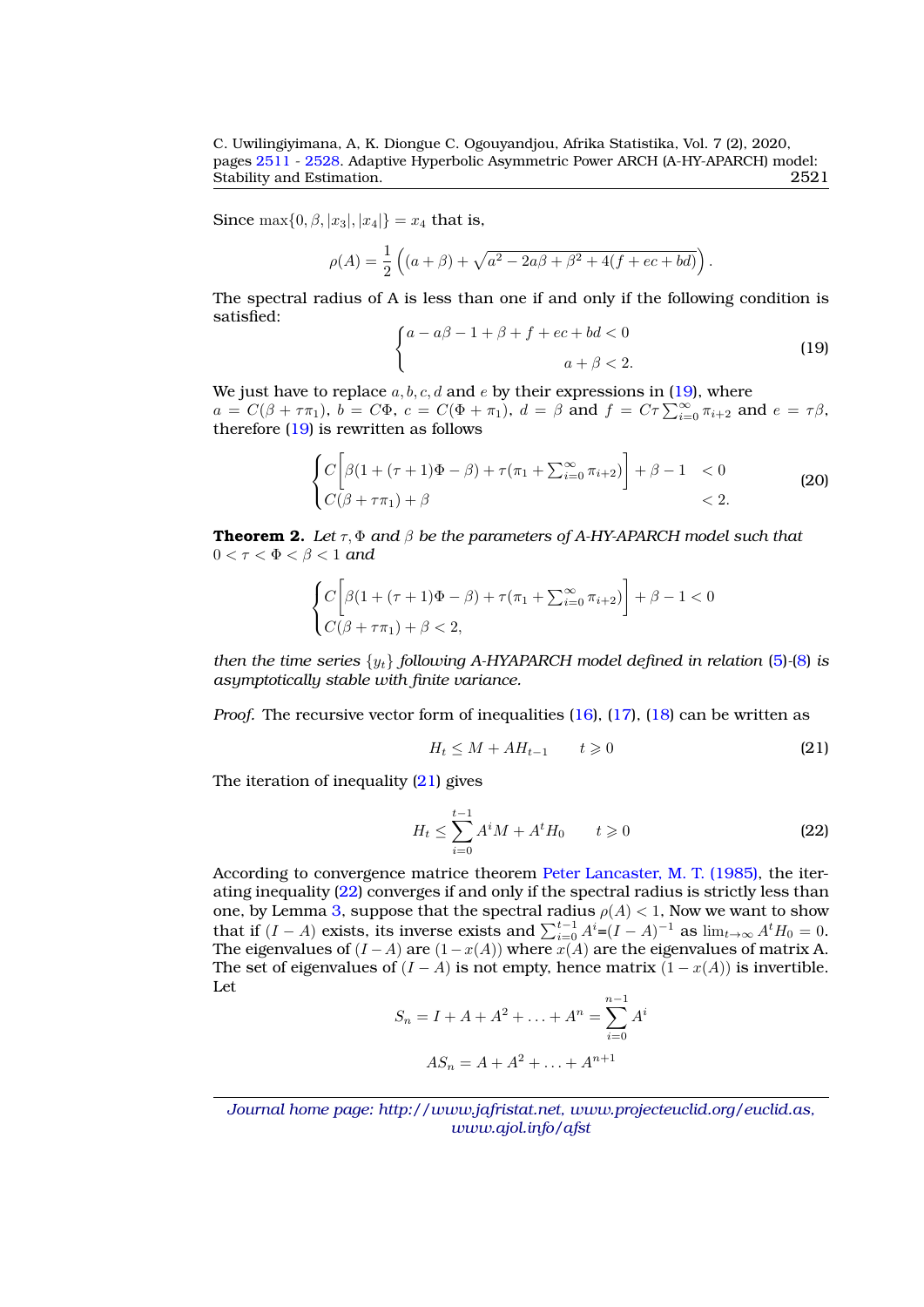Since $\max\{0, \beta, |x_3|, |x_4|\} = x_4$ that is,

$$\rho(A) = \frac{1}{2}\left((a+\beta) + \sqrt{a^2 - 2a\beta + \beta^2 + 4(f + ec + bd)}\right).$$

The spectral radius of A is less than one if and only if the following condition is satisfied:

$$\begin{cases} a - a\beta - 1 + \beta + f + ec + bd < 0 \\ \qquad\qquad\qquad\qquad a + \beta < 2. \end{cases} \tag{19}$$

We just have to replace $a, b, c, d$ and $e$ by their expressions in (19), where $a = C(\beta + \tau\pi_1)$, $b = C\Phi$, $c = C(\Phi + \pi_1)$, $d = \beta$ and $f = C\tau\sum_{i=0}^{\infty}\pi_{i+2}$ and $e = \tau\beta$, therefore (19) is rewritten as follows

$$\begin{cases} C\Big[\beta(1 + (\tau+1)\Phi - \beta) + \tau(\pi_1 + \sum_{i=0}^{\infty}\pi_{i+2})\Big] + \beta - 1 & < 0 \\ C(\beta + \tau\pi_1) + \beta & < 2. \end{cases} \tag{20}$$

**Theorem 2.** *Let $\tau, \Phi$ and $\beta$ be the parameters of A-HY-APARCH model such that $0 < \tau < \Phi < \beta < 1$ and*

$$\begin{cases} C\Big[\beta(1 + (\tau+1)\Phi - \beta) + \tau(\pi_1 + \sum_{i=0}^{\infty}\pi_{i+2})\Big] + \beta - 1 < 0 \\ C(\beta + \tau\pi_1) + \beta < 2, \end{cases}$$

*then the time series $\{y_t\}$ following A-HYAPARCH model defined in relation (5)-(8) is asymptotically stable with finite variance.*

*Proof.* The recursive vector form of inequalities (16), (17), (18) can be written as

$$H_t \leq M + AH_{t-1} \qquad t \geqslant 0 \tag{21}$$

The iteration of inequality (21) gives

$$H_t \leq \sum_{i=0}^{t-1} A^i M + A^t H_0 \qquad t \geqslant 0 \tag{22}$$

According to convergence matrice theorem Peter Lancaster, M. T. (1985), the iterating inequality (22) converges if and only if the spectral radius is strictly less than one, by Lemma 3, suppose that the spectral radius $\rho(A) < 1$, Now we want to show that if $(I - A)$ exists, its inverse exists and $\sum_{i=0}^{t-1} A^i$=$(I - A)^{-1}$ as $\lim_{t\to\infty} A^t H_0 = 0$. The eigenvalues of $(I - A)$ are $(1 - x(A))$ where $x(A)$ are the eigenvalues of matrix A. The set of eigenvalues of $(I - A)$ is not empty, hence matrix $(1 - x(A))$ is invertible. Let

$$S_n = I + A + A^2 + \ldots + A^n = \sum_{i=0}^{n-1} A^i$$

$$AS_n = A + A^2 + \ldots + A^{n+1}$$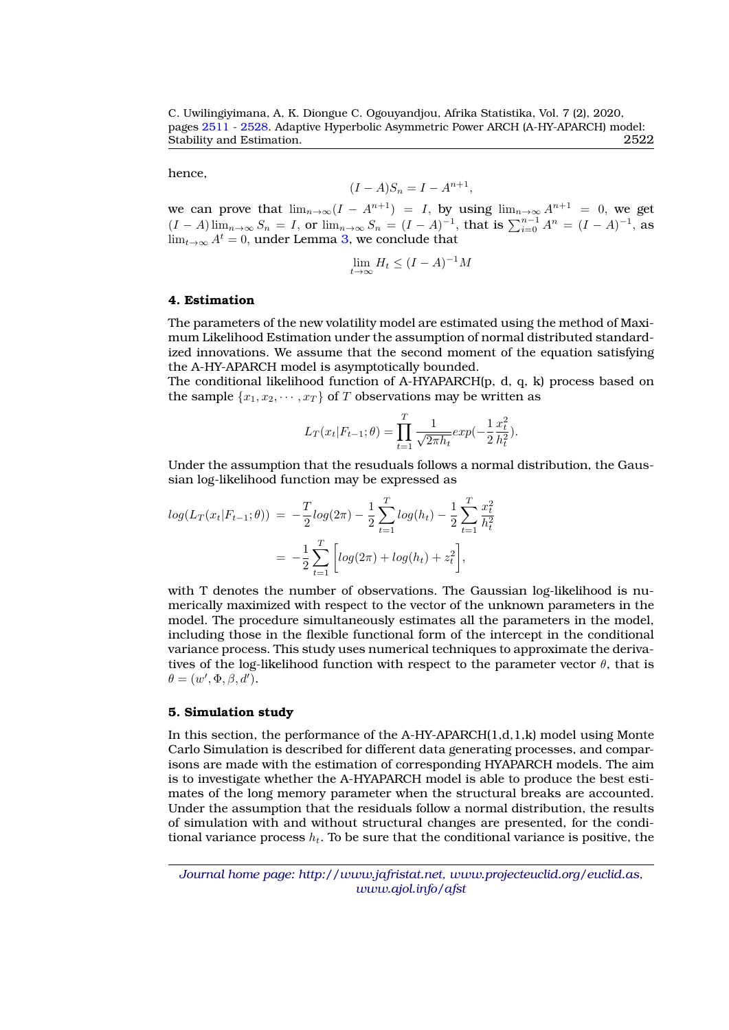hence,

$$(I - A)S_n = I - A^{n+1},$$

we can prove that $\lim_{n\to\infty}(I - A^{n+1}) = I$, by using $\lim_{n\to\infty} A^{n+1} = 0$, we get $(I - A)\lim_{n\to\infty} S_n = I$, or $\lim_{n\to\infty} S_n = (I - A)^{-1}$, that is $\sum_{i=0}^{n-1} A^n = (I - A)^{-1}$, as $\lim_{t\to\infty} A^t = 0$, under Lemma 3, we conclude that

$$\lim_{t\to\infty} H_t \leq (I - A)^{-1}M$$

## 4. Estimation

The parameters of the new volatility model are estimated using the method of Maximum Likelihood Estimation under the assumption of normal distributed standardized innovations. We assume that the second moment of the equation satisfying the A-HY-APARCH model is asymptotically bounded.
The conditional likelihood function of A-HYAPARCH(p, d, q, k) process based on the sample $\{x_1, x_2, \cdots, x_T\}$ of $T$ observations may be written as

$$L_T(x_t|F_{t-1};\theta) = \prod_{t=1}^{T} \frac{1}{\sqrt{2\pi h_t}} exp(-\frac{1}{2}\frac{x_t^2}{h_t^2}).$$

Under the assumption that the resuduals follows a normal distribution, the Gaussian log-likelihood function may be expressed as

$$\begin{aligned} log(L_T(x_t|F_{t-1};\theta)) &= -\frac{T}{2}log(2\pi) - \frac{1}{2}\sum_{t=1}^{T} log(h_t) - \frac{1}{2}\sum_{t=1}^{T}\frac{x_t^2}{h_t^2} \\ &= -\frac{1}{2}\sum_{t=1}^{T}\left[log(2\pi) + log(h_t) + z_t^2\right], \end{aligned}$$

with T denotes the number of observations. The Gaussian log-likelihood is numerically maximized with respect to the vector of the unknown parameters in the model. The procedure simultaneously estimates all the parameters in the model, including those in the flexible functional form of the intercept in the conditional variance process. This study uses numerical techniques to approximate the derivatives of the log-likelihood function with respect to the parameter vector $\theta$, that is $\theta = (w', \Phi, \beta, d')$.

## 5. Simulation study

In this section, the performance of the A-HY-APARCH(1,d,1,k) model using Monte Carlo Simulation is described for different data generating processes, and comparisons are made with the estimation of corresponding HYAPARCH models. The aim is to investigate whether the A-HYAPARCH model is able to produce the best estimates of the long memory parameter when the structural breaks are accounted. Under the assumption that the residuals follow a normal distribution, the results of simulation with and without structural changes are presented, for the conditional variance process $h_t$. To be sure that the conditional variance is positive, the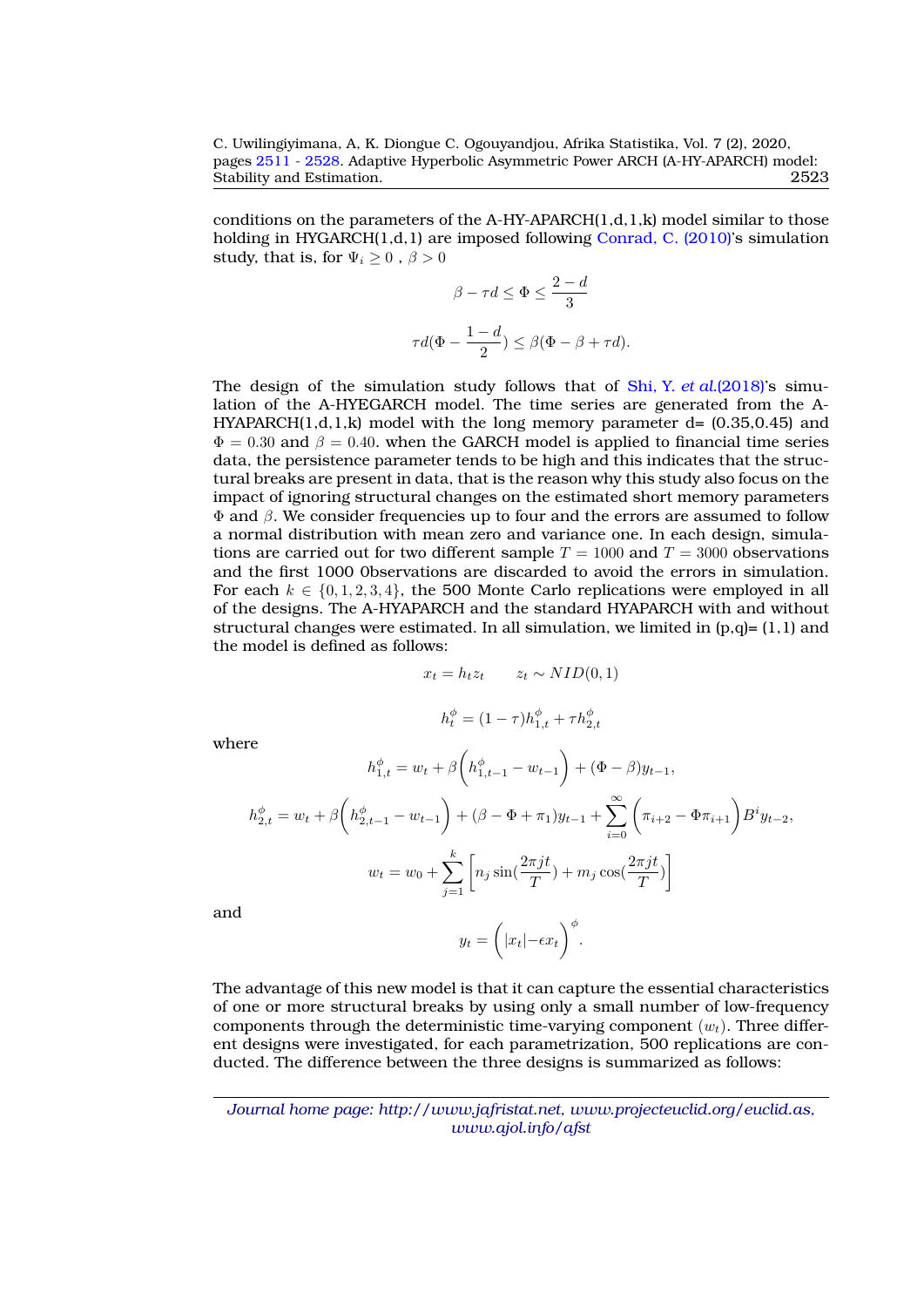conditions on the parameters of the A-HY-APARCH(1,d,1,k) model similar to those holding in HYGARCH(1,d,1) are imposed following Conrad, C. (2010)'s simulation study, that is, for $\Psi_i \geq 0$ , $\beta > 0$

$$\beta - \tau d \leq \Phi \leq \frac{2-d}{3}$$

$$\tau d(\Phi - \frac{1-d}{2}) \leq \beta(\Phi - \beta + \tau d).$$

The design of the simulation study follows that of Shi, Y. *et al.*(2018)'s simulation of the A-HYEGARCH model. The time series are generated from the A-HYAPARCH(1,d,1,k) model with the long memory parameter d= (0.35,0.45) and $\Phi = 0.30$ and $\beta = 0.40$. when the GARCH model is applied to financial time series data, the persistence parameter tends to be high and this indicates that the structural breaks are present in data, that is the reason why this study also focus on the impact of ignoring structural changes on the estimated short memory parameters $\Phi$ and $\beta$. We consider frequencies up to four and the errors are assumed to follow a normal distribution with mean zero and variance one. In each design, simulations are carried out for two different sample $T = 1000$ and $T = 3000$ observations and the first 1000 0bservations are discarded to avoid the errors in simulation. For each $k \in \{0, 1, 2, 3, 4\}$, the 500 Monte Carlo replications were employed in all of the designs. The A-HYAPARCH and the standard HYAPARCH with and without structural changes were estimated. In all simulation, we limited in (p,q)= (1,1) and the model is defined as follows:

$$x_t = h_t z_t \qquad z_t \sim NID(0,1)$$

$$h_t^{\phi} = (1-\tau)h_{1,t}^{\phi} + \tau h_{2,t}^{\phi}$$

where

$$h_{1,t}^{\phi} = w_t + \beta\left(h_{1,t-1}^{\phi} - w_{t-1}\right) + (\Phi - \beta)y_{t-1},$$

$$h_{2,t}^{\phi} = w_t + \beta\left(h_{2,t-1}^{\phi} - w_{t-1}\right) + (\beta - \Phi + \pi_1)y_{t-1} + \sum_{i=0}^{\infty}\left(\pi_{i+2} - \Phi\pi_{i+1}\right)B^i y_{t-2},$$

$$w_t = w_0 + \sum_{j=1}^{k}\left[n_j \sin(\frac{2\pi jt}{T}) + m_j \cos(\frac{2\pi jt}{T})\right]$$

and

$$y_t = \left(|x_t| - \epsilon x_t\right)^{\phi}.$$

The advantage of this new model is that it can capture the essential characteristics of one or more structural breaks by using only a small number of low-frequency components through the deterministic time-varying component $(w_t)$. Three different designs were investigated, for each parametrization, 500 replications are conducted. The difference between the three designs is summarized as follows: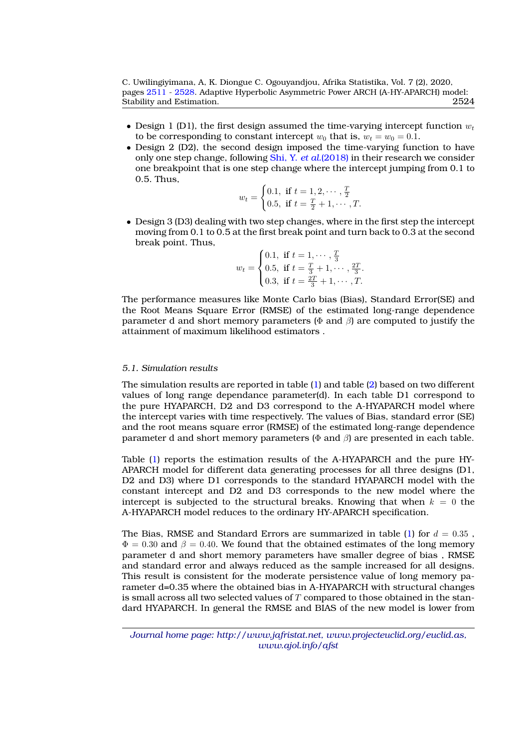- Design 1 (D1), the first design assumed the time-varying intercept function $w_t$ to be corresponding to constant intercept $w_0$ that is, $w_t = w_0 = 0.1$.
- Design 2 (D2), the second design imposed the time-varying function to have only one step change, following Shi, Y. *et al.*(2018) in their research we consider one breakpoint that is one step change where the intercept jumping from 0.1 to 0.5. Thus,

$$w_t = \begin{cases} 0.1, \text{ if } t = 1, 2, \cdots, \frac{T}{2} \\ 0.5, \text{ if } t = \frac{T}{2} + 1, \cdots, T. \end{cases}$$

- Design 3 (D3) dealing with two step changes, where in the first step the intercept moving from 0.1 to 0.5 at the first break point and turn back to 0.3 at the second break point. Thus,

$$w_t = \begin{cases} 0.1, \text{ if } t = 1, \cdots, \frac{T}{3} \\ 0.5, \text{ if } t = \frac{T}{3} + 1, \cdots, \frac{2T}{3}. \\ 0.3, \text{ if } t = \frac{2T}{3} + 1, \cdots, T. \end{cases}$$

The performance measures like Monte Carlo bias (Bias), Standard Error(SE) and the Root Means Square Error (RMSE) of the estimated long-range dependence parameter d and short memory parameters ($\Phi$ and $\beta$) are computed to justify the attainment of maximum likelihood estimators .

### 5.1. Simulation results

The simulation results are reported in table (1) and table (2) based on two different values of long range dependance parameter(d). In each table D1 correspond to the pure HYAPARCH, D2 and D3 correspond to the A-HYAPARCH model where the intercept varies with time respectively. The values of Bias, standard error (SE) and the root means square error (RMSE) of the estimated long-range dependence parameter d and short memory parameters ($\Phi$ and $\beta$) are presented in each table.

Table (1) reports the estimation results of the A-HYAPARCH and the pure HY-APARCH model for different data generating processes for all three designs (D1, D2 and D3) where D1 corresponds to the standard HYAPARCH model with the constant intercept and D2 and D3 corresponds to the new model where the intercept is subjected to the structural breaks. Knowing that when $k = 0$ the A-HYAPARCH model reduces to the ordinary HY-APARCH specification.

The Bias, RMSE and Standard Errors are summarized in table (1) for $d = 0.35$ , $\Phi = 0.30$ and $\beta = 0.40$. We found that the obtained estimates of the long memory parameter d and short memory parameters have smaller degree of bias , RMSE and standard error and always reduced as the sample increased for all designs. This result is consistent for the moderate persistence value of long memory parameter d=0.35 where the obtained bias in A-HYAPARCH with structural changes is small across all two selected values of $T$ compared to those obtained in the standard HYAPARCH. In general the RMSE and BIAS of the new model is lower from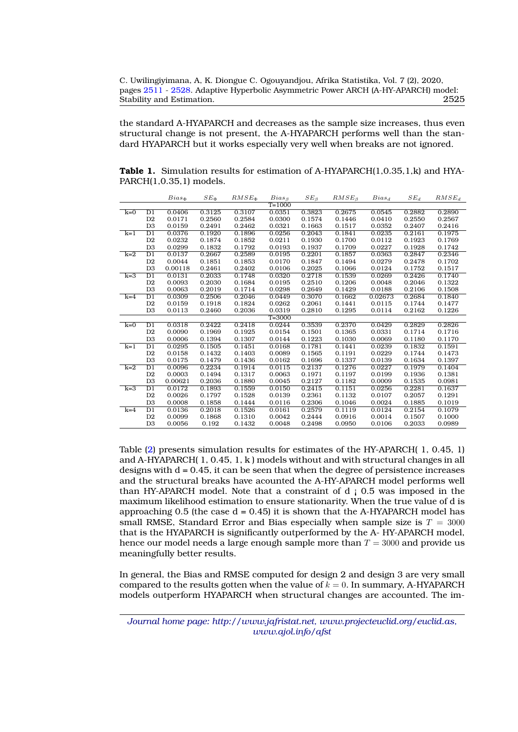the standard A-HYAPARCH and decreases as the sample size increases, thus even structural change is not present, the A-HYAPARCH performs well than the standard HYAPARCH but it works especially very well when breaks are not ignored.

**Table 1.** Simulation results for estimation of A-HYAPARCH(1,0.35,1,k) and HYAPARCH(1,0.35,1) models.

| | | $Bias_\Phi$ | $SE_\Phi$ | $RMSE_\Phi$ | $Bias_\beta$ | $SE_\beta$ | $RMSE_\beta$ | $Bias_d$ | $SE_d$ | $RMSE_d$ |
|---|---|---|---|---|---|---|---|---|---|---|
| | | | | | T=1000 | | | | | |
| k=0 | D1 | 0.0406 | 0.3125 | 0.3107 | 0.0351 | 0.3823 | 0.2675 | 0.0545 | 0.2882 | 0.2890 |
| | D2 | 0.0171 | 0.2560 | 0.2584 | 0.0300 | 0.1574 | 0.1446 | 0.0410 | 0.2550 | 0.2567 |
| | D3 | 0.0159 | 0.2491 | 0.2462 | 0.0321 | 0.1663 | 0.1517 | 0.0352 | 0.2407 | 0.2416 |
| k=1 | D1 | 0.0376 | 0.1920 | 0.1896 | 0.0256 | 0.2043 | 0.1841 | 0.0235 | 0.2161 | 0.1975 |
| | D2 | 0.0232 | 0.1874 | 0.1852 | 0.0211 | 0.1930 | 0.1700 | 0.0112 | 0.1923 | 0.1769 |
| | D3 | 0.0299 | 0.1832 | 0.1792 | 0.0193 | 0.1937 | 0.1709 | 0.0227 | 0.1928 | 0.1742 |
| k=2 | D1 | 0.0137 | 0.2667 | 0.2589 | 0.0195 | 0.2201 | 0.1857 | 0.0363 | 0.2847 | 0.2346 |
| | D2 | 0.0044 | 0.1851 | 0.1853 | 0.0170 | 0.1847 | 0.1494 | 0.0279 | 0.2478 | 0.1702 |
| | D3 | 0.00118 | 0.2461 | 0.2402 | 0.0106 | 0.2025 | 0.1066 | 0.0124 | 0.1752 | 0.1517 |
| k=3 | D1 | 0.0131 | 0.2033 | 0.1748 | 0.0320 | 0.2718 | 0.1539 | 0.0269 | 0.2426 | 0.1740 |
| | D2 | 0.0093 | 0.2030 | 0.1684 | 0.0195 | 0.2510 | 0.1206 | 0.0048 | 0.2046 | 0.1322 |
| | D3 | 0.0063 | 0.2019 | 0.1714 | 0.0298 | 0.2649 | 0.1429 | 0.0188 | 0.2106 | 0.1508 |
| k=4 | D1 | 0.0309 | 0.2506 | 0.2046 | 0.0449 | 0.3070 | 0.1662 | 0.02673 | 0.2684 | 0.1840 |
| | D2 | 0.0159 | 0.1918 | 0.1824 | 0.0262 | 0.2061 | 0.1441 | 0.0115 | 0.1744 | 0.1477 |
| | D3 | 0.0113 | 0.2460 | 0.2036 | 0.0319 | 0.2810 | 0.1295 | 0.0114 | 0.2162 | 0.1226 |
| | | | | | T=3000 | | | | | |
| k=0 | D1 | 0.0318 | 0.2422 | 0.2418 | 0.0244 | 0.3539 | 0.2370 | 0.0429 | 0.2829 | 0.2826 |
| | D2 | 0.0090 | 0.1969 | 0.1925 | 0.0154 | 0.1501 | 0.1365 | 0.0331 | 0.1714 | 0.1716 |
| | D3 | 0.0006 | 0.1394 | 0.1307 | 0.0144 | 0.1223 | 0.1030 | 0.0069 | 0.1180 | 0.1170 |
| k=1 | D1 | 0.0295 | 0.1505 | 0.1451 | 0.0168 | 0.1781 | 0.1441 | 0.0239 | 0.1832 | 0.1591 |
| | D2 | 0.0158 | 0.1432 | 0.1403 | 0.0089 | 0.1565 | 0.1191 | 0.0229 | 0.1744 | 0.1473 |
| | D3 | 0.0175 | 0.1479 | 0.1436 | 0.0162 | 0.1696 | 0.1337 | 0.0139 | 0.1634 | 0.1397 |
| k=2 | D1 | 0.0096 | 0.2234 | 0.1914 | 0.0115 | 0.2137 | 0.1276 | 0.0227 | 0.1979 | 0.1404 |
| | D2 | 0.0003 | 0.1494 | 0.1317 | 0.0063 | 0.1971 | 0.1197 | 0.0199 | 0.1936 | 0.1381 |
| | D3 | 0.00621 | 0.2036 | 0.1880 | 0.0045 | 0.2127 | 0.1182 | 0.0009 | 0.1535 | 0.0981 |
| k=3 | D1 | 0.0172 | 0.1893 | 0.1559 | 0.0150 | 0.2415 | 0.1151 | 0.0256 | 0.2281 | 0.1637 |
| | D2 | 0.0026 | 0.1797 | 0.1528 | 0.0139 | 0.2361 | 0.1132 | 0.0107 | 0.2057 | 0.1291 |
| | D3 | 0.0008 | 0.1858 | 0.1444 | 0.0116 | 0.2306 | 0.1046 | 0.0024 | 0.1885 | 0.1019 |
| k=4 | D1 | 0.0136 | 0.2018 | 0.1526 | 0.0161 | 0.2579 | 0.1119 | 0.0124 | 0.2154 | 0.1079 |
| | D2 | 0.0099 | 0.1868 | 0.1310 | 0.0042 | 0.2444 | 0.0916 | 0.0014 | 0.1507 | 0.1000 |
| | D3 | 0.0056 | 0.192 | 0.1432 | 0.0048 | 0.2498 | 0.0950 | 0.0106 | 0.2033 | 0.0989 |

Table (2) presents simulation results for estimates of the HY-APARCH( 1, 0.45, 1) and A-HYAPARCH( 1, 0.45, 1, k ) models without and with structural changes in all designs with d = 0.45, it can be seen that when the degree of persistence increases and the structural breaks have acounted the A-HY-APARCH model performs well than HY-APARCH model. Note that a constraint of d ¡ 0.5 was imposed in the maximum likelihood estimation to ensure stationarity. When the true value of d is approaching 0.5 (the case d = 0.45) it is shown that the A-HYAPARCH model has small RMSE, Standard Error and Bias especially when sample size is $T = 3000$ that is the HYAPARCH is significantly outperformed by the A- HY-APARCH model, hence our model needs a large enough sample more than $T = 3000$ and provide us meaningfully better results.

In general, the Bias and RMSE computed for design 2 and design 3 are very small compared to the results gotten when the value of $k = 0$. In summary, A-HYAPARCH models outperform HYAPARCH when structural changes are accounted. The im-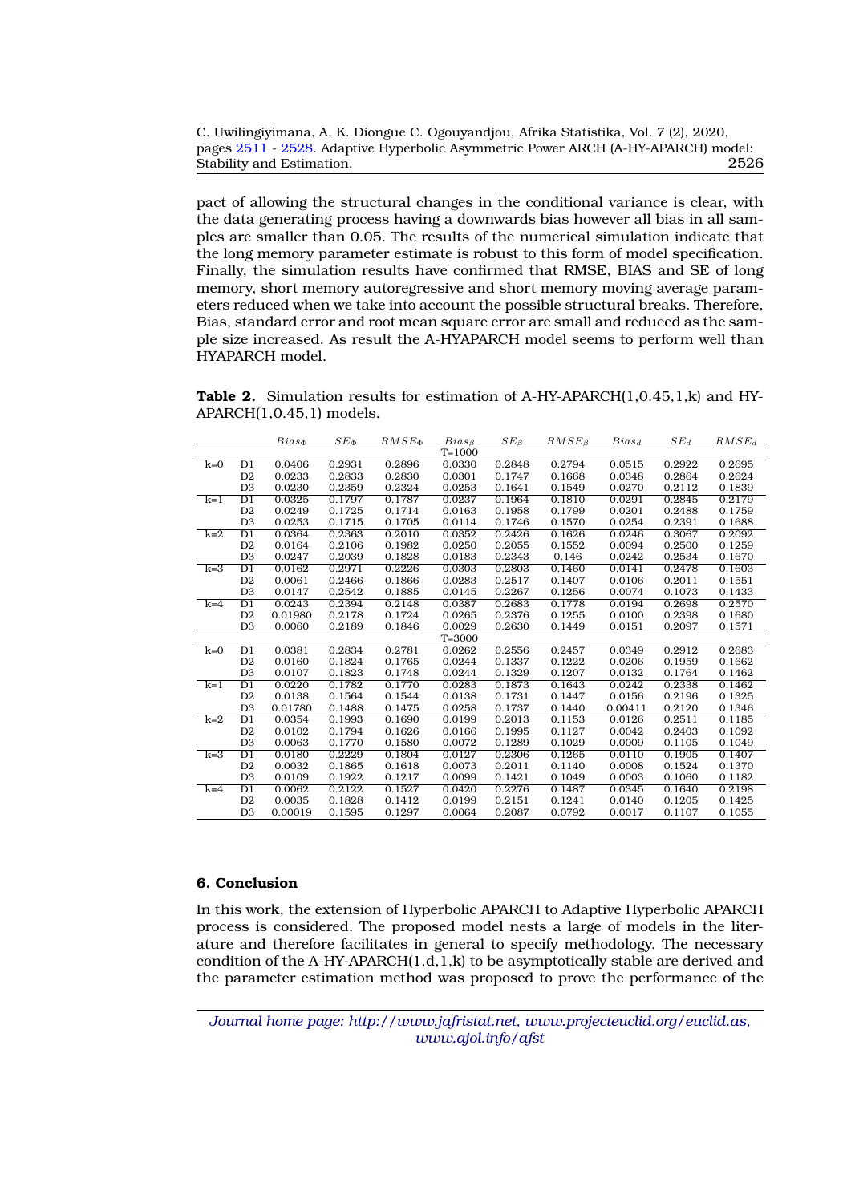pact of allowing the structural changes in the conditional variance is clear, with the data generating process having a downwards bias however all bias in all samples are smaller than 0.05. The results of the numerical simulation indicate that the long memory parameter estimate is robust to this form of model specification. Finally, the simulation results have confirmed that RMSE, BIAS and SE of long memory, short memory autoregressive and short memory moving average parameters reduced when we take into account the possible structural breaks. Therefore, Bias, standard error and root mean square error are small and reduced as the sample size increased. As result the A-HYAPARCH model seems to perform well than HYAPARCH model.

**Table 2.** Simulation results for estimation of A-HY-APARCH(1,0.45,1,k) and HY-APARCH(1,0.45,1) models.

| | | $Bias_\Phi$ | $SE_\Phi$ | $RMSE_\Phi$ | $Bias_\beta$ | $SE_\beta$ | $RMSE_\beta$ | $Bias_d$ | $SE_d$ | $RMSE_d$ |
|---|---|---|---|---|---|---|---|---|---|---|
| | | | | | T=1000 | | | | | |
| k=0 | D1 | 0.0406 | 0.2931 | 0.2896 | 0.0330 | 0.2848 | 0.2794 | 0.0515 | 0.2922 | 0.2695 |
| | D2 | 0.0233 | 0.2833 | 0.2830 | 0.0301 | 0.1747 | 0.1668 | 0.0348 | 0.2864 | 0.2624 |
| | D3 | 0.0230 | 0.2359 | 0.2324 | 0.0253 | 0.1641 | 0.1549 | 0.0270 | 0.2112 | 0.1839 |
| k=1 | D1 | 0.0325 | 0.1797 | 0.1787 | 0.0237 | 0.1964 | 0.1810 | 0.0291 | 0.2845 | 0.2179 |
| | D2 | 0.0249 | 0.1725 | 0.1714 | 0.0163 | 0.1958 | 0.1799 | 0.0201 | 0.2488 | 0.1759 |
| | D3 | 0.0253 | 0.1715 | 0.1705 | 0.0114 | 0.1746 | 0.1570 | 0.0254 | 0.2391 | 0.1688 |
| k=2 | D1 | 0.0364 | 0.2363 | 0.2010 | 0.0352 | 0.2426 | 0.1626 | 0.0246 | 0.3067 | 0.2092 |
| | D2 | 0.0164 | 0.2106 | 0.1982 | 0.0250 | 0.2055 | 0.1552 | 0.0094 | 0.2500 | 0.1259 |
| | D3 | 0.0247 | 0.2039 | 0.1828 | 0.0183 | 0.2343 | 0.146 | 0.0242 | 0.2534 | 0.1670 |
| k=3 | D1 | 0.0162 | 0.2971 | 0.2226 | 0.0303 | 0.2803 | 0.1460 | 0.0141 | 0.2478 | 0.1603 |
| | D2 | 0.0061 | 0.2466 | 0.1866 | 0.0283 | 0.2517 | 0.1407 | 0.0106 | 0.2011 | 0.1551 |
| | D3 | 0.0147 | 0.2542 | 0.1885 | 0.0145 | 0.2267 | 0.1256 | 0.0074 | 0.1073 | 0.1433 |
| k=4 | D1 | 0.0243 | 0.2394 | 0.2148 | 0.0387 | 0.2683 | 0.1778 | 0.0194 | 0.2698 | 0.2570 |
| | D2 | 0.01980 | 0.2178 | 0.1724 | 0.0265 | 0.2376 | 0.1255 | 0.0100 | 0.2398 | 0.1680 |
| | D3 | 0.0060 | 0.2189 | 0.1846 | 0.0029 | 0.2630 | 0.1449 | 0.0151 | 0.2097 | 0.1571 |
| | | | | | T=3000 | | | | | |
| k=0 | D1 | 0.0381 | 0.2834 | 0.2781 | 0.0262 | 0.2556 | 0.2457 | 0.0349 | 0.2912 | 0.2683 |
| | D2 | 0.0160 | 0.1824 | 0.1765 | 0.0244 | 0.1337 | 0.1222 | 0.0206 | 0.1959 | 0.1662 |
| | D3 | 0.0107 | 0.1823 | 0.1748 | 0.0244 | 0.1329 | 0.1207 | 0.0132 | 0.1764 | 0.1462 |
| k=1 | D1 | 0.0220 | 0.1782 | 0.1770 | 0.0283 | 0.1873 | 0.1643 | 0.0242 | 0.2338 | 0.1462 |
| | D2 | 0.0138 | 0.1564 | 0.1544 | 0.0138 | 0.1731 | 0.1447 | 0.0156 | 0.2196 | 0.1325 |
| | D3 | 0.01780 | 0.1488 | 0.1475 | 0.0258 | 0.1737 | 0.1440 | 0.00411 | 0.2120 | 0.1346 |
| k=2 | D1 | 0.0354 | 0.1993 | 0.1690 | 0.0199 | 0.2013 | 0.1153 | 0.0126 | 0.2511 | 0.1185 |
| | D2 | 0.0102 | 0.1794 | 0.1626 | 0.0166 | 0.1995 | 0.1127 | 0.0042 | 0.2403 | 0.1092 |
| | D3 | 0.0063 | 0.1770 | 0.1580 | 0.0072 | 0.1289 | 0.1029 | 0.0009 | 0.1105 | 0.1049 |
| k=3 | D1 | 0.0180 | 0.2229 | 0.1804 | 0.0127 | 0.2306 | 0.1265 | 0.0110 | 0.1905 | 0.1407 |
| | D2 | 0.0032 | 0.1865 | 0.1618 | 0.0073 | 0.2011 | 0.1140 | 0.0008 | 0.1524 | 0.1370 |
| | D3 | 0.0109 | 0.1922 | 0.1217 | 0.0099 | 0.1421 | 0.1049 | 0.0003 | 0.1060 | 0.1182 |
| k=4 | D1 | 0.0062 | 0.2122 | 0.1527 | 0.0420 | 0.2276 | 0.1487 | 0.0345 | 0.1640 | 0.2198 |
| | D2 | 0.0035 | 0.1828 | 0.1412 | 0.0199 | 0.2151 | 0.1241 | 0.0140 | 0.1205 | 0.1425 |
| | D3 | 0.00019 | 0.1595 | 0.1297 | 0.0064 | 0.2087 | 0.0792 | 0.0017 | 0.1107 | 0.1055 |

## 6. Conclusion

In this work, the extension of Hyperbolic APARCH to Adaptive Hyperbolic APARCH process is considered. The proposed model nests a large of models in the literature and therefore facilitates in general to specify methodology. The necessary condition of the A-HY-APARCH(1,d,1,k) to be asymptotically stable are derived and the parameter estimation method was proposed to prove the performance of the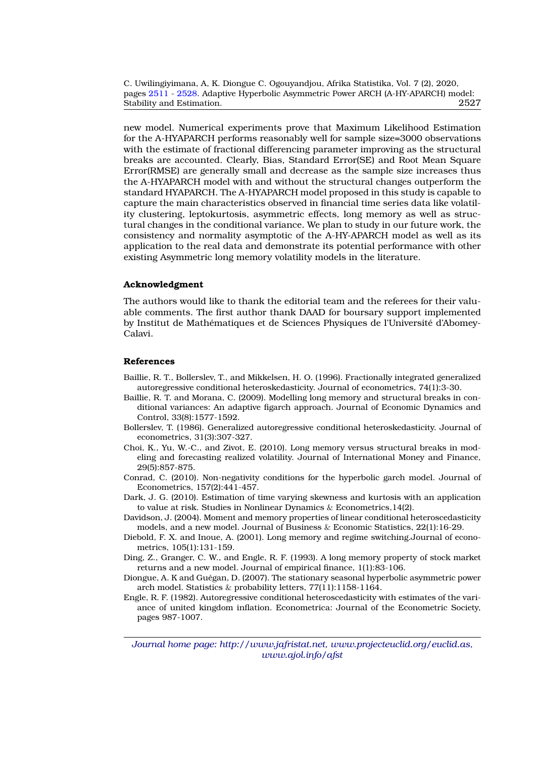new model. Numerical experiments prove that Maximum Likelihood Estimation for the A-HYAPARCH performs reasonably well for sample size=3000 observations with the estimate of fractional differencing parameter improving as the structural breaks are accounted. Clearly, Bias, Standard Error(SE) and Root Mean Square Error(RMSE) are generally small and decrease as the sample size increases thus the A-HYAPARCH model with and without the structural changes outperform the standard HYAPARCH. The A-HYAPARCH model proposed in this study is capable to capture the main characteristics observed in financial time series data like volatility clustering, leptokurtosis, asymmetric effects, long memory as well as structural changes in the conditional variance. We plan to study in our future work, the consistency and normality asymptotic of the A-HY-APARCH model as well as its application to the real data and demonstrate its potential performance with other existing Asymmetric long memory volatility models in the literature.

### Acknowledgment

The authors would like to thank the editorial team and the referees for their valuable comments. The first author thank DAAD for boursary support implemented by Institut de Mathématiques et de Sciences Physiques de l'Université d'Abomey-Calavi.

### References

Baillie, R. T., Bollerslev, T., and Mikkelsen, H. O. (1996). Fractionally integrated generalized autoregressive conditional heteroskedasticity. Journal of econometrics, 74(1):3-30.

Baillie, R. T. and Morana, C. (2009). Modelling long memory and structural breaks in conditional variances: An adaptive figarch approach. Journal of Economic Dynamics and Control, 33(8):1577-1592.

Bollerslev, T. (1986). Generalized autoregressive conditional heteroskedasticity. Journal of econometrics, 31(3):307-327.

Choi, K., Yu, W.-C., and Zivot, E. (2010). Long memory versus structural breaks in modeling and forecasting realized volatility. Journal of International Money and Finance, 29(5):857-875.

Conrad, C. (2010). Non-negativity conditions for the hyperbolic garch model. Journal of Econometrics, 157(2):441-457.

Dark, J. G. (2010). Estimation of time varying skewness and kurtosis with an application to value at risk. Studies in Nonlinear Dynamics & Econometrics,14(2).

Davidson, J. (2004). Moment and memory properties of linear conditional heteroscedasticity models, and a new model. Journal of Business & Economic Statistics, 22(1):16-29.

Diebold, F. X. and Inoue, A. (2001). Long memory and regime switching.Journal of econometrics, 105(1):131-159.

Ding, Z., Granger, C. W., and Engle, R. F. (1993). A long memory property of stock market returns and a new model. Journal of empirical finance, 1(1):83-106.

Diongue, A. K and Guégan, D. (2007). The stationary seasonal hyperbolic asymmetric power arch model. Statistics & probability letters, 77(11):1158-1164.

Engle, R. F. (1982). Autoregressive conditional heteroscedasticity with estimates of the variance of united kingdom inflation. Econometrica: Journal of the Econometric Society, pages 987-1007.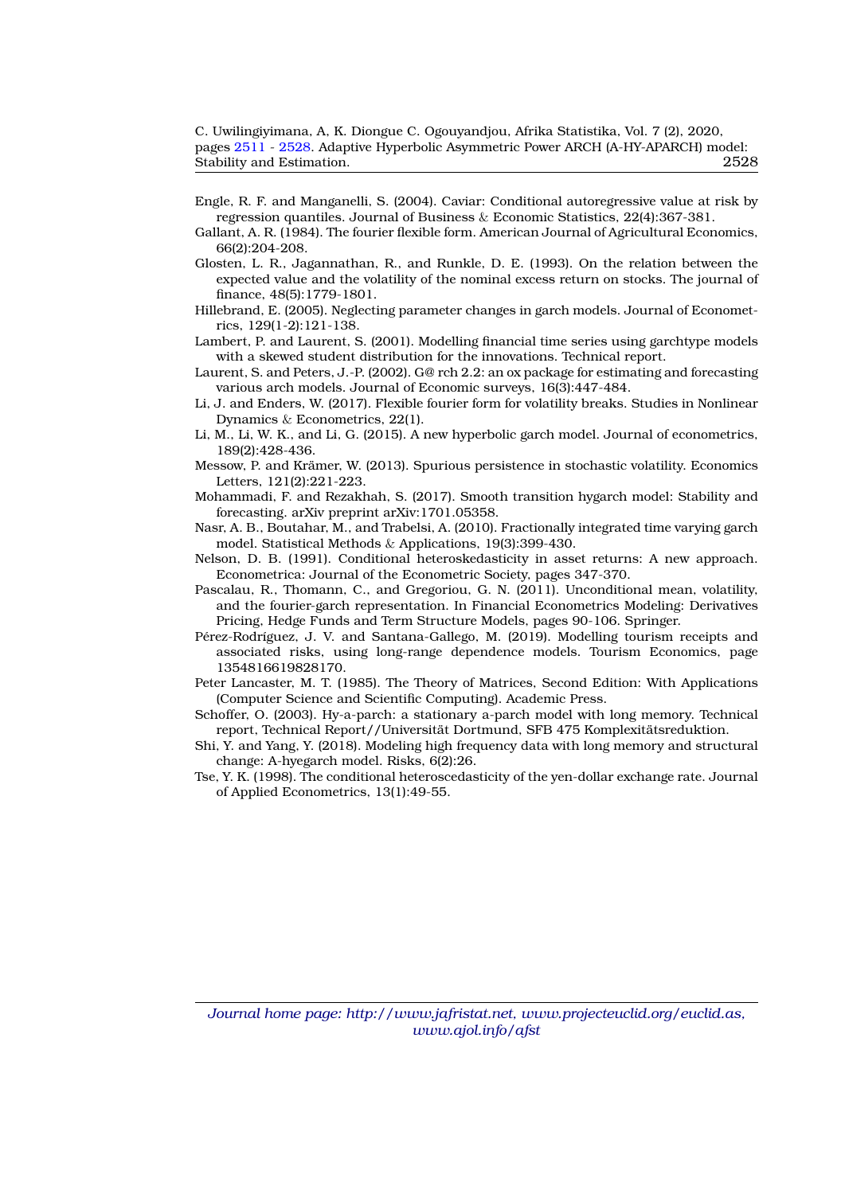Engle, R. F. and Manganelli, S. (2004). Caviar: Conditional autoregressive value at risk by regression quantiles. Journal of Business & Economic Statistics, 22(4):367-381.

Gallant, A. R. (1984). The fourier flexible form. American Journal of Agricultural Economics, 66(2):204-208.

Glosten, L. R., Jagannathan, R., and Runkle, D. E. (1993). On the relation between the expected value and the volatility of the nominal excess return on stocks. The journal of finance, 48(5):1779-1801.

Hillebrand, E. (2005). Neglecting parameter changes in garch models. Journal of Econometrics, 129(1-2):121-138.

Lambert, P. and Laurent, S. (2001). Modelling financial time series using garchtype models with a skewed student distribution for the innovations. Technical report.

Laurent, S. and Peters, J.-P. (2002). G@ rch 2.2: an ox package for estimating and forecasting various arch models. Journal of Economic surveys, 16(3):447-484.

Li, J. and Enders, W. (2017). Flexible fourier form for volatility breaks. Studies in Nonlinear Dynamics & Econometrics, 22(1).

Li, M., Li, W. K., and Li, G. (2015). A new hyperbolic garch model. Journal of econometrics, 189(2):428-436.

Messow, P. and Krämer, W. (2013). Spurious persistence in stochastic volatility. Economics Letters, 121(2):221-223.

Mohammadi, F. and Rezakhah, S. (2017). Smooth transition hygarch model: Stability and forecasting. arXiv preprint arXiv:1701.05358.

Nasr, A. B., Boutahar, M., and Trabelsi, A. (2010). Fractionally integrated time varying garch model. Statistical Methods & Applications, 19(3):399-430.

Nelson, D. B. (1991). Conditional heteroskedasticity in asset returns: A new approach. Econometrica: Journal of the Econometric Society, pages 347-370.

Pascalau, R., Thomann, C., and Gregoriou, G. N. (2011). Unconditional mean, volatility, and the fourier-garch representation. In Financial Econometrics Modeling: Derivatives Pricing, Hedge Funds and Term Structure Models, pages 90-106. Springer.

Pérez-Rodríguez, J. V. and Santana-Gallego, M. (2019). Modelling tourism receipts and associated risks, using long-range dependence models. Tourism Economics, page 1354816619828170.

Peter Lancaster, M. T. (1985). The Theory of Matrices, Second Edition: With Applications (Computer Science and Scientific Computing). Academic Press.

Schoffer, O. (2003). Hy-a-parch: a stationary a-parch model with long memory. Technical report, Technical Report//Universität Dortmund, SFB 475 Komplexitätsreduktion.

Shi, Y. and Yang, Y. (2018). Modeling high frequency data with long memory and structural change: A-hyegarch model. Risks, 6(2):26.

Tse, Y. K. (1998). The conditional heteroscedasticity of the yen-dollar exchange rate. Journal of Applied Econometrics, 13(1):49-55.